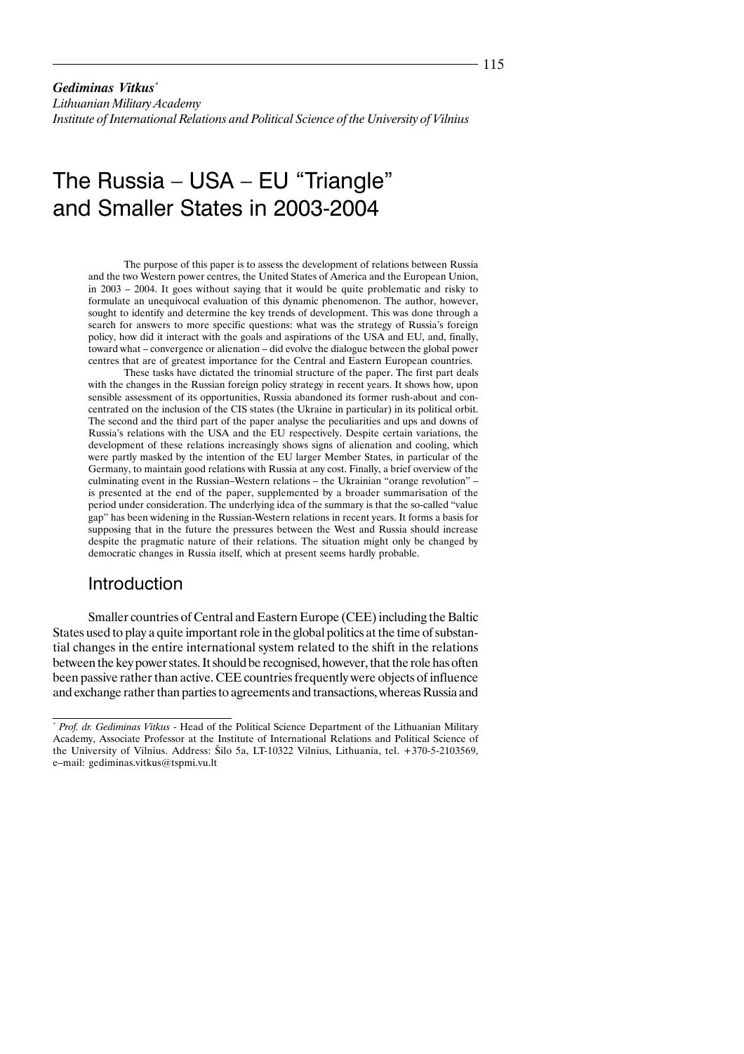***Gediminas Vitkus****

*Lithuanian Military Academy*

*Institute of International Relations and Political Science of the University of Vilnius*

# The Russia – USA – EU "Triangle" and Smaller States in 2003-2004

The purpose of this paper is to assess the development of relations between Russia and the two Western power centres, the United States of America and the European Union, in 2003 – 2004. It goes without saying that it would be quite problematic and risky to formulate an unequivocal evaluation of this dynamic phenomenon. The author, however, sought to identify and determine the key trends of development. This was done through a search for answers to more specific questions: what was the strategy of Russia's foreign policy, how did it interact with the goals and aspirations of the USA and EU, and, finally, toward what – convergence or alienation – did evolve the dialogue between the global power centres that are of greatest importance for the Central and Eastern European countries.

These tasks have dictated the trinomial structure of the paper. The first part deals with the changes in the Russian foreign policy strategy in recent years. It shows how, upon sensible assessment of its opportunities, Russia abandoned its former rush-about and concentrated on the inclusion of the CIS states (the Ukraine in particular) in its political orbit. The second and the third part of the paper analyse the peculiarities and ups and downs of Russia's relations with the USA and the EU respectively. Despite certain variations, the development of these relations increasingly shows signs of alienation and cooling, which were partly masked by the intention of the EU larger Member States, in particular of the Germany, to maintain good relations with Russia at any cost. Finally, a brief overview of the culminating event in the Russian–Western relations – the Ukrainian "orange revolution" – is presented at the end of the paper, supplemented by a broader summarisation of the period under consideration. The underlying idea of the summary is that the so-called "value gap" has been widening in the Russian-Western relations in recent years. It forms a basis for supposing that in the future the pressures between the West and Russia should increase despite the pragmatic nature of their relations. The situation might only be changed by democratic changes in Russia itself, which at present seems hardly probable.

## Introduction

Smaller countries of Central and Eastern Europe (CEE) including the Baltic States used to play a quite important role in the global politics at the time of substantial changes in the entire international system related to the shift in the relations between the key power states. It should be recognised, however, that the role has often been passive rather than active. CEE countries frequently were objects of influence and exchange rather than parties to agreements and transactions, whereas Russia and

---

\* *Prof. dr. Gediminas Vitkus* - Head of the Political Science Department of the Lithuanian Military Academy, Associate Professor at the Institute of International Relations and Political Science of the University of Vilnius. Address: Šilo 5a, LT-10322 Vilnius, Lithuania, tel. +370-5-2103569, e–mail: gediminas.vitkus@tspmi.vu.lt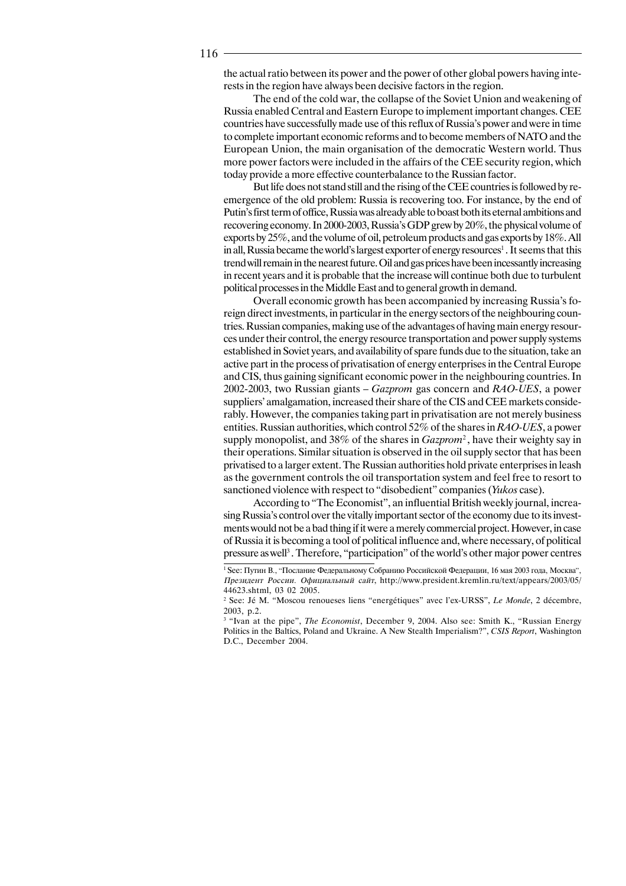the actual ratio between its power and the power of other global powers having interests in the region have always been decisive factors in the region.

The end of the cold war, the collapse of the Soviet Union and weakening of Russia enabled Central and Eastern Europe to implement important changes. CEE countries have successfully made use of this reflux of Russia's power and were in time to complete important economic reforms and to become members of NATO and the European Union, the main organisation of the democratic Western world. Thus more power factors were included in the affairs of the CEE security region, which today provide a more effective counterbalance to the Russian factor.

But life does not stand still and the rising of the CEE countries is followed by re-emergence of the old problem: Russia is recovering too. For instance, by the end of Putin's first term of office, Russia was already able to boast both its eternal ambitions and recovering economy. In 2000-2003, Russia's GDP grew by 20%, the physical volume of exports by 25%, and the volume of oil, petroleum products and gas exports by 18%. All in all, Russia became the world's largest exporter of energy resources[1]. It seems that this trend will remain in the nearest future. Oil and gas prices have been incessantly increasing in recent years and it is probable that the increase will continue both due to turbulent political processes in the Middle East and to general growth in demand.

Overall economic growth has been accompanied by increasing Russia's foreign direct investments, in particular in the energy sectors of the neighbouring countries. Russian companies, making use of the advantages of having main energy resources under their control, the energy resource transportation and power supply systems established in Soviet years, and availability of spare funds due to the situation, take an active part in the process of privatisation of energy enterprises in the Central Europe and CIS, thus gaining significant economic power in the neighbouring countries. In 2002-2003, two Russian giants – *Gazprom* gas concern and *RAO-UES*, a power suppliers' amalgamation, increased their share of the CIS and CEE markets considerably. However, the companies taking part in privatisation are not merely business entities. Russian authorities, which control 52% of the shares in *RAO-UES*, a power supply monopolist, and 38% of the shares in *Gazprom*[2], have their weighty say in their operations. Similar situation is observed in the oil supply sector that has been privatised to a larger extent. The Russian authorities hold private enterprises in leash as the government controls the oil transportation system and feel free to resort to sanctioned violence with respect to "disobedient" companies (*Yukos* case).

According to "The Economist", an influential British weekly journal, increasing Russia's control over the vitally important sector of the economy due to its investments would not be a bad thing if it were a merely commercial project. However, in case of Russia it is becoming a tool of political influence and, where necessary, of political pressure as well[3]. Therefore, "participation" of the world's other major power centres

---

[1] See: Путин В., "Послание Федеральному Собранию Российской Федерации, 16 мая 2003 года, Москва", *Президент России. Официальный сайт*, http://www.president.kremlin.ru/text/appears/2003/05/44623.shtml, 03 02 2005.

[2] See: Jé M. "Moscou renoueses liens "energétiques" avec l'ex-URSS", *Le Monde*, 2 décembre, 2003, p.2.

[3] "Ivan at the pipe", *The Economist*, December 9, 2004. Also see: Smith K., "Russian Energy Politics in the Baltics, Poland and Ukraine. A New Stealth Imperialism?", *CSIS Report*, Washington D.C., December 2004.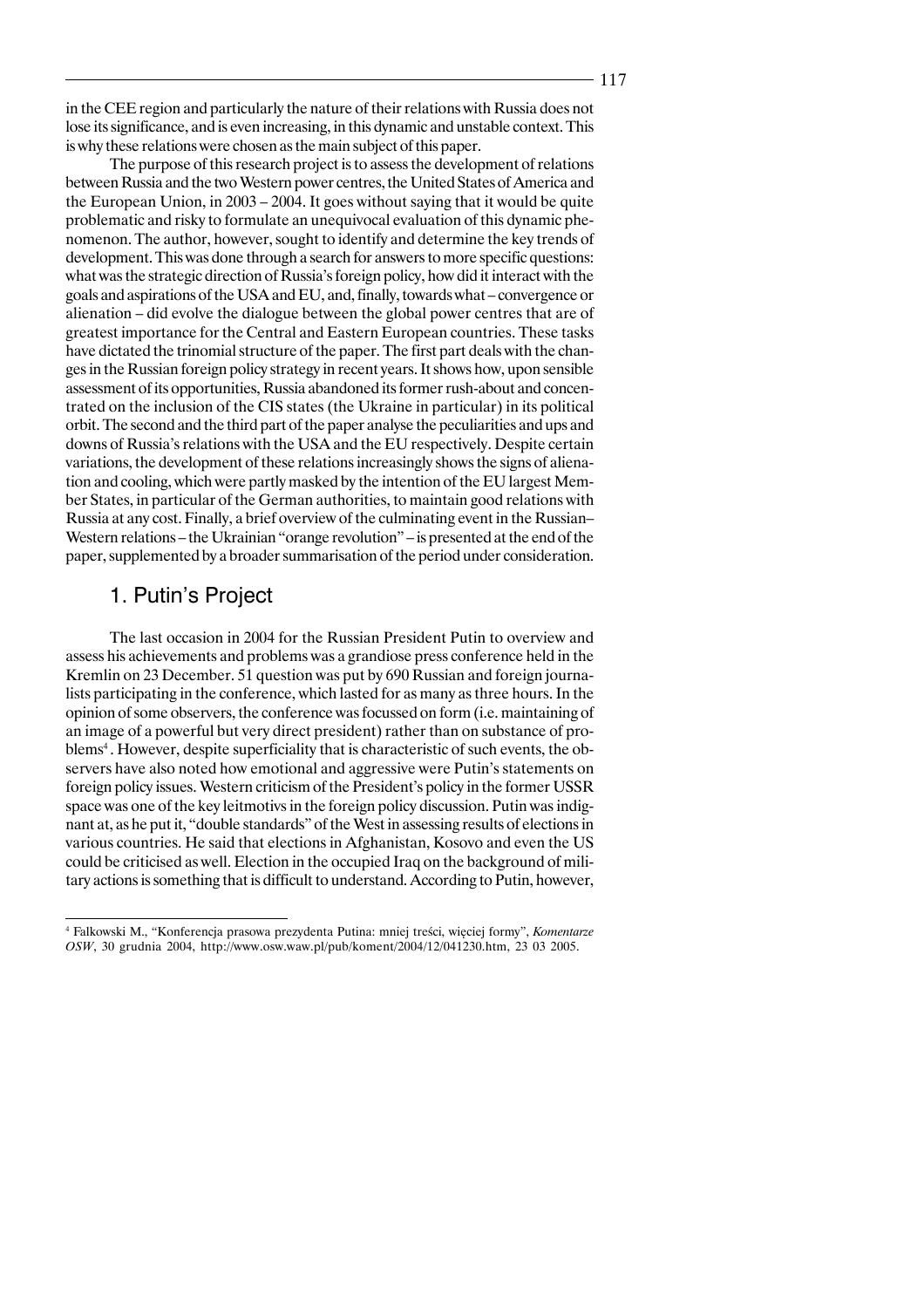in the CEE region and particularly the nature of their relations with Russia does not lose its significance, and is even increasing, in this dynamic and unstable context. This is why these relations were chosen as the main subject of this paper.

The purpose of this research project is to assess the development of relations between Russia and the two Western power centres, the United States of America and the European Union, in 2003 – 2004. It goes without saying that it would be quite problematic and risky to formulate an unequivocal evaluation of this dynamic phenomenon. The author, however, sought to identify and determine the key trends of development. This was done through a search for answers to more specific questions: what was the strategic direction of Russia's foreign policy, how did it interact with the goals and aspirations of the USA and EU, and, finally, towards what – convergence or alienation – did evolve the dialogue between the global power centres that are of greatest importance for the Central and Eastern European countries. These tasks have dictated the trinomial structure of the paper. The first part deals with the changes in the Russian foreign policy strategy in recent years. It shows how, upon sensible assessment of its opportunities, Russia abandoned its former rush-about and concentrated on the inclusion of the CIS states (the Ukraine in particular) in its political orbit. The second and the third part of the paper analyse the peculiarities and ups and downs of Russia's relations with the USA and the EU respectively. Despite certain variations, the development of these relations increasingly shows the signs of alienation and cooling, which were partly masked by the intention of the EU largest Member States, in particular of the German authorities, to maintain good relations with Russia at any cost. Finally, a brief overview of the culminating event in the Russian–Western relations – the Ukrainian "orange revolution" – is presented at the end of the paper, supplemented by a broader summarisation of the period under consideration.

## 1. Putin's Project

The last occasion in 2004 for the Russian President Putin to overview and assess his achievements and problems was a grandiose press conference held in the Kremlin on 23 December. 51 question was put by 690 Russian and foreign journalists participating in the conference, which lasted for as many as three hours. In the opinion of some observers, the conference was focussed on form (i.e. maintaining of an image of a powerful but very direct president) rather than on substance of problems[4]. However, despite superficiality that is characteristic of such events, the observers have also noted how emotional and aggressive were Putin's statements on foreign policy issues. Western criticism of the President's policy in the former USSR space was one of the key leitmotivs in the foreign policy discussion. Putin was indignant at, as he put it, "double standards" of the West in assessing results of elections in various countries. He said that elections in Afghanistan, Kosovo and even the US could be criticised as well. Election in the occupied Iraq on the background of military actions is something that is difficult to understand. According to Putin, however,

[4] Falkowski M., "Konferencja prasowa prezydenta Putina: mniej treści, więciej formy", *Komentarze OSW*, 30 grudnia 2004, http://www.osw.waw.pl/pub/koment/2004/12/041230.htm, 23 03 2005.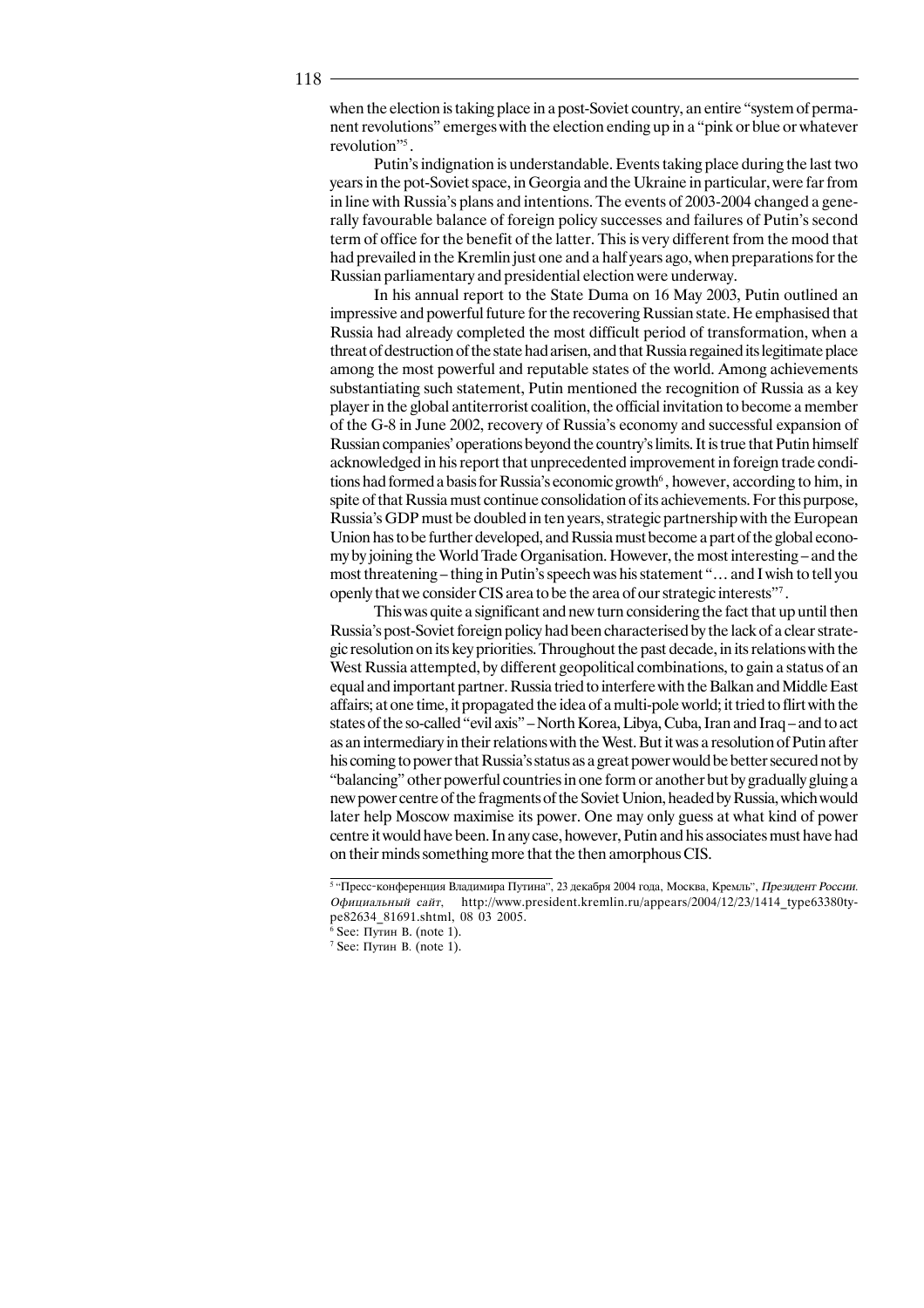when the election is taking place in a post-Soviet country, an entire "system of permanent revolutions" emerges with the election ending up in a "pink or blue or whatever revolution"[5].

Putin's indignation is understandable. Events taking place during the last two years in the pot-Soviet space, in Georgia and the Ukraine in particular, were far from in line with Russia's plans and intentions. The events of 2003-2004 changed a generally favourable balance of foreign policy successes and failures of Putin's second term of office for the benefit of the latter. This is very different from the mood that had prevailed in the Kremlin just one and a half years ago, when preparations for the Russian parliamentary and presidential election were underway.

In his annual report to the State Duma on 16 May 2003, Putin outlined an impressive and powerful future for the recovering Russian state. He emphasised that Russia had already completed the most difficult period of transformation, when a threat of destruction of the state had arisen, and that Russia regained its legitimate place among the most powerful and reputable states of the world. Among achievements substantiating such statement, Putin mentioned the recognition of Russia as a key player in the global antiterrorist coalition, the official invitation to become a member of the G-8 in June 2002, recovery of Russia's economy and successful expansion of Russian companies' operations beyond the country's limits. It is true that Putin himself acknowledged in his report that unprecedented improvement in foreign trade conditions had formed a basis for Russia's economic growth[6], however, according to him, in spite of that Russia must continue consolidation of its achievements. For this purpose, Russia's GDP must be doubled in ten years, strategic partnership with the European Union has to be further developed, and Russia must become a part of the global economy by joining the World Trade Organisation. However, the most interesting – and the most threatening – thing in Putin's speech was his statement "… and I wish to tell you openly that we consider CIS area to be the area of our strategic interests"[7].

This was quite a significant and new turn considering the fact that up until then Russia's post-Soviet foreign policy had been characterised by the lack of a clear strategic resolution on its key priorities. Throughout the past decade, in its relations with the West Russia attempted, by different geopolitical combinations, to gain a status of an equal and important partner. Russia tried to interfere with the Balkan and Middle East affairs; at one time, it propagated the idea of a multi-pole world; it tried to flirt with the states of the so-called "evil axis" – North Korea, Libya, Cuba, Iran and Iraq – and to act as an intermediary in their relations with the West. But it was a resolution of Putin after his coming to power that Russia's status as a great power would be better secured not by "balancing" other powerful countries in one form or another but by gradually gluing a new power centre of the fragments of the Soviet Union, headed by Russia, which would later help Moscow maximise its power. One may only guess at what kind of power centre it would have been. In any case, however, Putin and his associates must have had on their minds something more that the then amorphous CIS.

---

[5] "Пресс-конференция Владимира Путина", 23 декабря 2004 года, Москва, Кремль", *Президент России. Официальный сайт*, http://www.president.kremlin.ru/appears/2004/12/23/1414_type63380type82634_81691.shtml, 08 03 2005.

[6] See: Путин В. (note 1).

[7] See: Путин В. (note 1).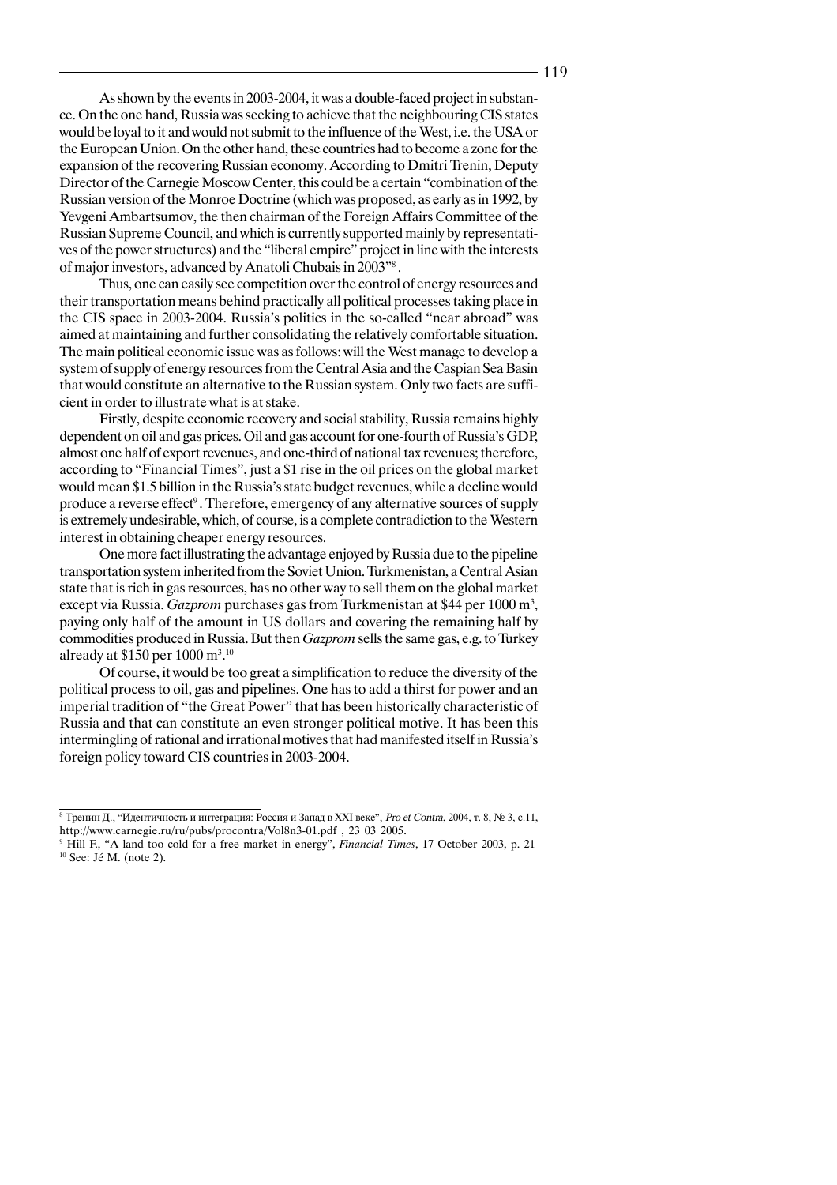As shown by the events in 2003-2004, it was a double-faced project in substance. On the one hand, Russia was seeking to achieve that the neighbouring CIS states would be loyal to it and would not submit to the influence of the West, i.e. the USA or the European Union. On the other hand, these countries had to become a zone for the expansion of the recovering Russian economy. According to Dmitri Trenin, Deputy Director of the Carnegie Moscow Center, this could be a certain "combination of the Russian version of the Monroe Doctrine (which was proposed, as early as in 1992, by Yevgeni Ambartsumov, the then chairman of the Foreign Affairs Committee of the Russian Supreme Council, and which is currently supported mainly by representatives of the power structures) and the "liberal empire" project in line with the interests of major investors, advanced by Anatoli Chubais in 2003"[8].

Thus, one can easily see competition over the control of energy resources and their transportation means behind practically all political processes taking place in the CIS space in 2003-2004. Russia's politics in the so-called "near abroad" was aimed at maintaining and further consolidating the relatively comfortable situation. The main political economic issue was as follows: will the West manage to develop a system of supply of energy resources from the Central Asia and the Caspian Sea Basin that would constitute an alternative to the Russian system. Only two facts are sufficient in order to illustrate what is at stake.

Firstly, despite economic recovery and social stability, Russia remains highly dependent on oil and gas prices. Oil and gas account for one-fourth of Russia's GDP, almost one half of export revenues, and one-third of national tax revenues; therefore, according to "Financial Times", just a $1 rise in the oil prices on the global market would mean $1.5 billion in the Russia's state budget revenues, while a decline would produce a reverse effect[9]. Therefore, emergency of any alternative sources of supply is extremely undesirable, which, of course, is a complete contradiction to the Western interest in obtaining cheaper energy resources.

One more fact illustrating the advantage enjoyed by Russia due to the pipeline transportation system inherited from the Soviet Union. Turkmenistan, a Central Asian state that is rich in gas resources, has no other way to sell them on the global market except via Russia. *Gazprom* purchases gas from Turkmenistan at $44 per 1000 $m^3$, paying only half of the amount in US dollars and covering the remaining half by commodities produced in Russia. But then *Gazprom* sells the same gas, e.g. to Turkey already at $150 per 1000 $m^3$.[10]

Of course, it would be too great a simplification to reduce the diversity of the political process to oil, gas and pipelines. One has to add a thirst for power and an imperial tradition of "the Great Power" that has been historically characteristic of Russia and that can constitute an even stronger political motive. It has been this intermingling of rational and irrational motives that had manifested itself in Russia's foreign policy toward CIS countries in 2003-2004.

---

[8] Тренин Д., "Идентичность и интеграция: Россия и Запад в XXI веке", *Pro et Contra*, 2004, т. 8, № 3, с.11, http://www.carnegie.ru/ru/pubs/procontra/Vol8n3-01.pdf , 23 03 2005.

[9] Hill F., "A land too cold for a free market in energy", *Financial Times*, 17 October 2003, p. 21

[10] See: Jé M. (note 2).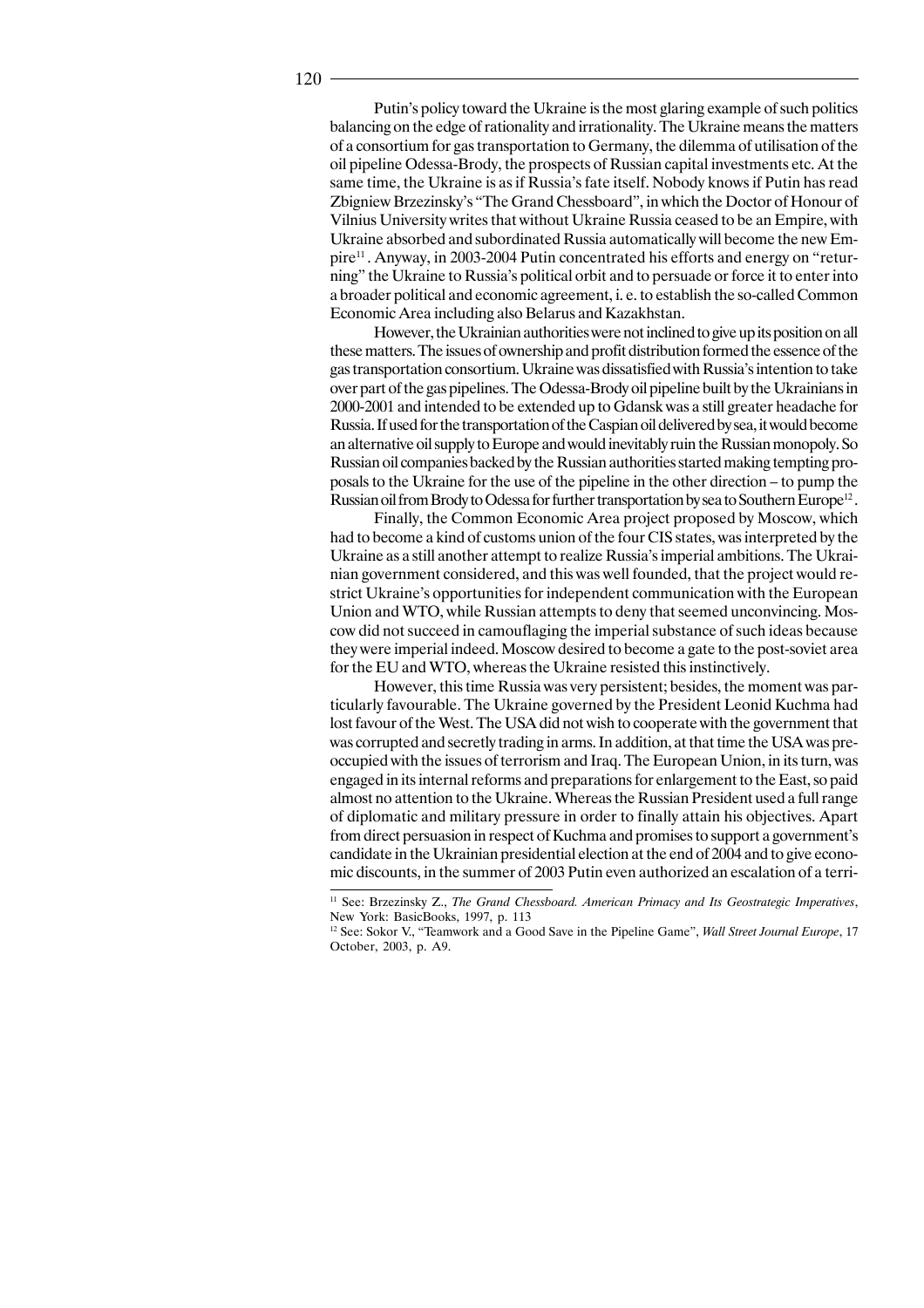Putin's policy toward the Ukraine is the most glaring example of such politics balancing on the edge of rationality and irrationality. The Ukraine means the matters of a consortium for gas transportation to Germany, the dilemma of utilisation of the oil pipeline Odessa-Brody, the prospects of Russian capital investments etc. At the same time, the Ukraine is as if Russia's fate itself. Nobody knows if Putin has read Zbigniew Brzezinsky's "The Grand Chessboard", in which the Doctor of Honour of Vilnius University writes that without Ukraine Russia ceased to be an Empire, with Ukraine absorbed and subordinated Russia automatically will become the new Empire[11]. Anyway, in 2003-2004 Putin concentrated his efforts and energy on "returning" the Ukraine to Russia's political orbit and to persuade or force it to enter into a broader political and economic agreement, i. e. to establish the so-called Common Economic Area including also Belarus and Kazakhstan.

However, the Ukrainian authorities were not inclined to give up its position on all these matters. The issues of ownership and profit distribution formed the essence of the gas transportation consortium. Ukraine was dissatisfied with Russia's intention to take over part of the gas pipelines. The Odessa-Brody oil pipeline built by the Ukrainians in 2000-2001 and intended to be extended up to Gdansk was a still greater headache for Russia. If used for the transportation of the Caspian oil delivered by sea, it would become an alternative oil supply to Europe and would inevitably ruin the Russian monopoly. So Russian oil companies backed by the Russian authorities started making tempting proposals to the Ukraine for the use of the pipeline in the other direction – to pump the Russian oil from Brody to Odessa for further transportation by sea to Southern Europe[12].

Finally, the Common Economic Area project proposed by Moscow, which had to become a kind of customs union of the four CIS states, was interpreted by the Ukraine as a still another attempt to realize Russia's imperial ambitions. The Ukrainian government considered, and this was well founded, that the project would restrict Ukraine's opportunities for independent communication with the European Union and WTO, while Russian attempts to deny that seemed unconvincing. Moscow did not succeed in camouflaging the imperial substance of such ideas because they were imperial indeed. Moscow desired to become a gate to the post-soviet area for the EU and WTO, whereas the Ukraine resisted this instinctively.

However, this time Russia was very persistent; besides, the moment was particularly favourable. The Ukraine governed by the President Leonid Kuchma had lost favour of the West. The USA did not wish to cooperate with the government that was corrupted and secretly trading in arms. In addition, at that time the USA was preoccupied with the issues of terrorism and Iraq. The European Union, in its turn, was engaged in its internal reforms and preparations for enlargement to the East, so paid almost no attention to the Ukraine. Whereas the Russian President used a full range of diplomatic and military pressure in order to finally attain his objectives. Apart from direct persuasion in respect of Kuchma and promises to support a government's candidate in the Ukrainian presidential election at the end of 2004 and to give economic discounts, in the summer of 2003 Putin even authorized an escalation of a terri-

---

[11] See: Brzezinsky Z., *The Grand Chessboard. American Primacy and Its Geostrategic Imperatives*, New York: BasicBooks, 1997, p. 113

[12] See: Sokor V., "Teamwork and a Good Save in the Pipeline Game", *Wall Street Journal Europe*, 17 October, 2003, p. A9.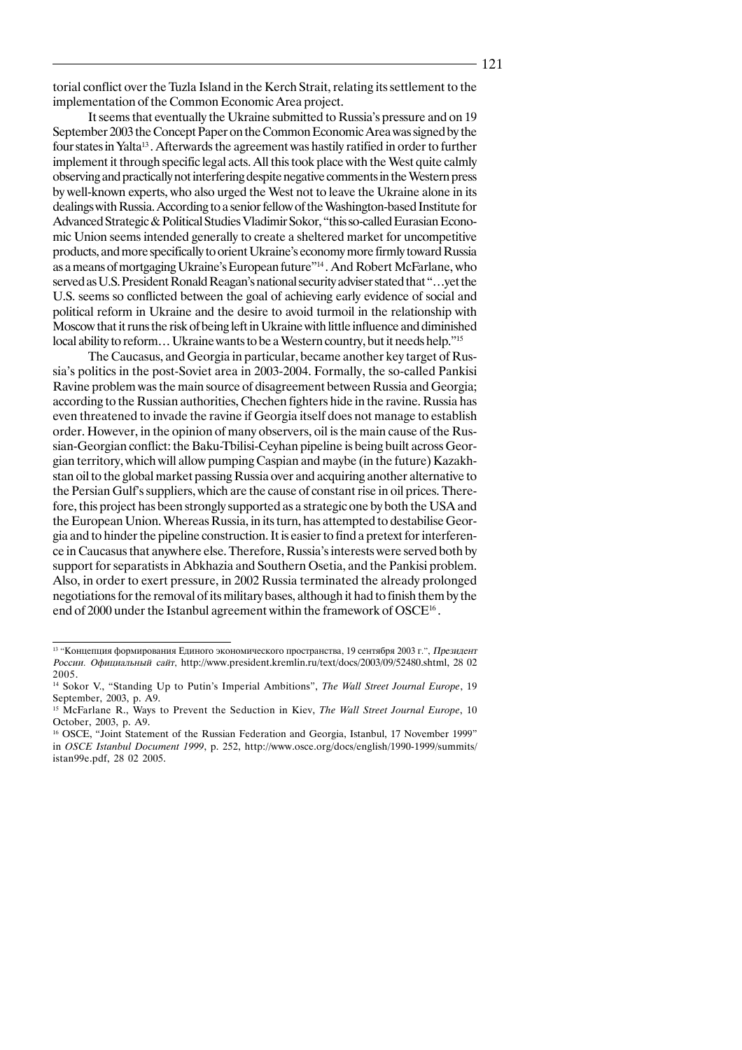torial conflict over the Tuzla Island in the Kerch Strait, relating its settlement to the implementation of the Common Economic Area project.

It seems that eventually the Ukraine submitted to Russia's pressure and on 19 September 2003 the Concept Paper on the Common Economic Area was signed by the four states in Yalta[13]. Afterwards the agreement was hastily ratified in order to further implement it through specific legal acts. All this took place with the West quite calmly observing and practically not interfering despite negative comments in the Western press by well-known experts, who also urged the West not to leave the Ukraine alone in its dealings with Russia. According to a senior fellow of the Washington-based Institute for Advanced Strategic & Political Studies Vladimir Sokor, "this so-called Eurasian Economic Union seems intended generally to create a sheltered market for uncompetitive products, and more specifically to orient Ukraine's economy more firmly toward Russia as a means of mortgaging Ukraine's European future"[14]. And Robert McFarlane, who served as U.S. President Ronald Reagan's national security adviser stated that "…yet the U.S. seems so conflicted between the goal of achieving early evidence of social and political reform in Ukraine and the desire to avoid turmoil in the relationship with Moscow that it runs the risk of being left in Ukraine with little influence and diminished local ability to reform… Ukraine wants to be a Western country, but it needs help."[15]

The Caucasus, and Georgia in particular, became another key target of Russia's politics in the post-Soviet area in 2003-2004. Formally, the so-called Pankisi Ravine problem was the main source of disagreement between Russia and Georgia; according to the Russian authorities, Chechen fighters hide in the ravine. Russia has even threatened to invade the ravine if Georgia itself does not manage to establish order. However, in the opinion of many observers, oil is the main cause of the Russian-Georgian conflict: the Baku-Tbilisi-Ceyhan pipeline is being built across Georgian territory, which will allow pumping Caspian and maybe (in the future) Kazakhstan oil to the global market passing Russia over and acquiring another alternative to the Persian Gulf's suppliers, which are the cause of constant rise in oil prices. Therefore, this project has been strongly supported as a strategic one by both the USA and the European Union. Whereas Russia, in its turn, has attempted to destabilise Georgia and to hinder the pipeline construction. It is easier to find a pretext for interference in Caucasus that anywhere else. Therefore, Russia's interests were served both by support for separatists in Abkhazia and Southern Osetia, and the Pankisi problem. Also, in order to exert pressure, in 2002 Russia terminated the already prolonged negotiations for the removal of its military bases, although it had to finish them by the end of 2000 under the Istanbul agreement within the framework of OSCE[16].

---

[13] "Концепция формирования Единого экономического пространства, 19 сентября 2003 г.", *Президент России. Официальный сайт*, http://www.president.kremlin.ru/text/docs/2003/09/52480.shtml, 28 02 2005.

[14] Sokor V., "Standing Up to Putin's Imperial Ambitions", *The Wall Street Journal Europe*, 19 September, 2003, p. A9.

[15] McFarlane R., Ways to Prevent the Seduction in Kiev, *The Wall Street Journal Europe*, 10 October, 2003, p. A9.

[16] OSCE, "Joint Statement of the Russian Federation and Georgia, Istanbul, 17 November 1999" in *OSCE Istanbul Document 1999*, p. 252, http://www.osce.org/docs/english/1990-1999/summits/istan99e.pdf, 28 02 2005.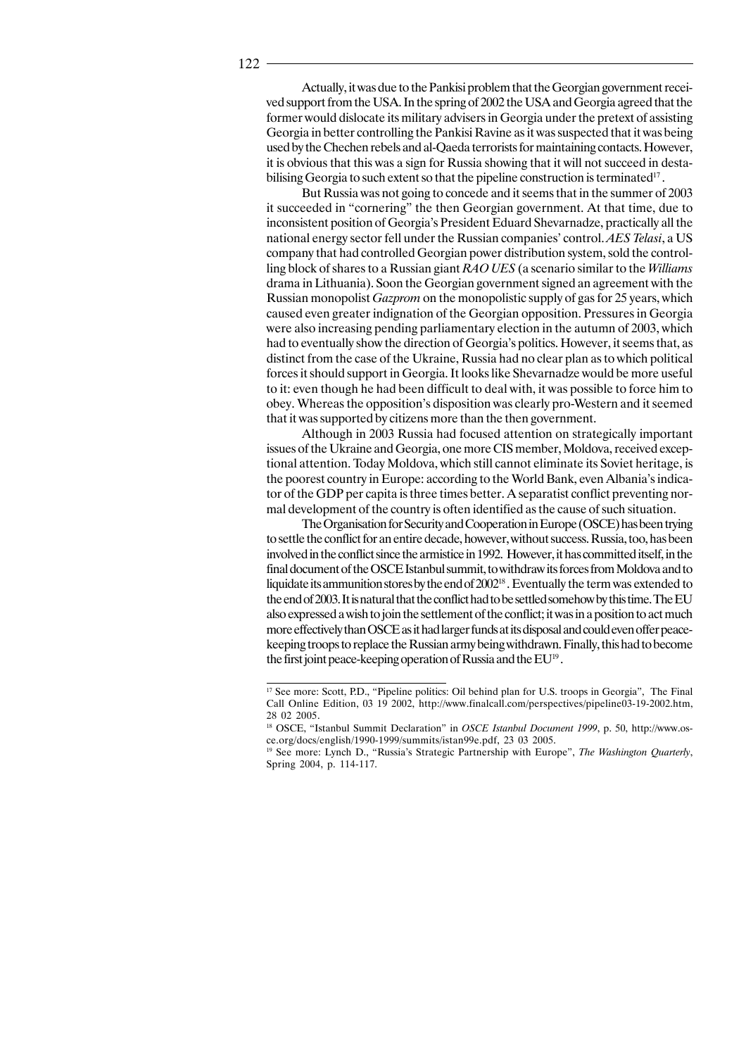Actually, it was due to the Pankisi problem that the Georgian government received support from the USA. In the spring of 2002 the USA and Georgia agreed that the former would dislocate its military advisers in Georgia under the pretext of assisting Georgia in better controlling the Pankisi Ravine as it was suspected that it was being used by the Chechen rebels and al-Qaeda terrorists for maintaining contacts. However, it is obvious that this was a sign for Russia showing that it will not succeed in destabilising Georgia to such extent so that the pipeline construction is terminated[17].

But Russia was not going to concede and it seems that in the summer of 2003 it succeeded in "cornering" the then Georgian government. At that time, due to inconsistent position of Georgia's President Eduard Shevarnadze, practically all the national energy sector fell under the Russian companies' control. *AES Telasi*, a US company that had controlled Georgian power distribution system, sold the controlling block of shares to a Russian giant *RAO UES* (a scenario similar to the *Williams* drama in Lithuania). Soon the Georgian government signed an agreement with the Russian monopolist *Gazprom* on the monopolistic supply of gas for 25 years, which caused even greater indignation of the Georgian opposition. Pressures in Georgia were also increasing pending parliamentary election in the autumn of 2003, which had to eventually show the direction of Georgia's politics. However, it seems that, as distinct from the case of the Ukraine, Russia had no clear plan as to which political forces it should support in Georgia. It looks like Shevarnadze would be more useful to it: even though he had been difficult to deal with, it was possible to force him to obey. Whereas the opposition's disposition was clearly pro-Western and it seemed that it was supported by citizens more than the then government.

Although in 2003 Russia had focused attention on strategically important issues of the Ukraine and Georgia, one more CIS member, Moldova, received exceptional attention. Today Moldova, which still cannot eliminate its Soviet heritage, is the poorest country in Europe: according to the World Bank, even Albania's indicator of the GDP per capita is three times better. A separatist conflict preventing normal development of the country is often identified as the cause of such situation.

The Organisation for Security and Cooperation in Europe (OSCE) has been trying to settle the conflict for an entire decade, however, without success. Russia, too, has been involved in the conflict since the armistice in 1992. However, it has committed itself, in the final document of the OSCE Istanbul summit, to withdraw its forces from Moldova and to liquidate its ammunition stores by the end of 2002[18]. Eventually the term was extended to the end of 2003. It is natural that the conflict had to be settled somehow by this time. The EU also expressed a wish to join the settlement of the conflict; it was in a position to act much more effectively than OSCE as it had larger funds at its disposal and could even offer peace-keeping troops to replace the Russian army being withdrawn. Finally, this had to become the first joint peace-keeping operation of Russia and the EU[19].

---

[17] See more: Scott, P.D., "Pipeline politics: Oil behind plan for U.S. troops in Georgia", The Final Call Online Edition, 03 19 2002, http://www.finalcall.com/perspectives/pipeline03-19-2002.htm, 28 02 2005.

[18] OSCE, "Istanbul Summit Declaration" in *OSCE Istanbul Document 1999*, p. 50, http://www.osce.org/docs/english/1990-1999/summits/istan99e.pdf, 23 03 2005.

[19] See more: Lynch D., "Russia's Strategic Partnership with Europe", *The Washington Quarterly*, Spring 2004, p. 114-117.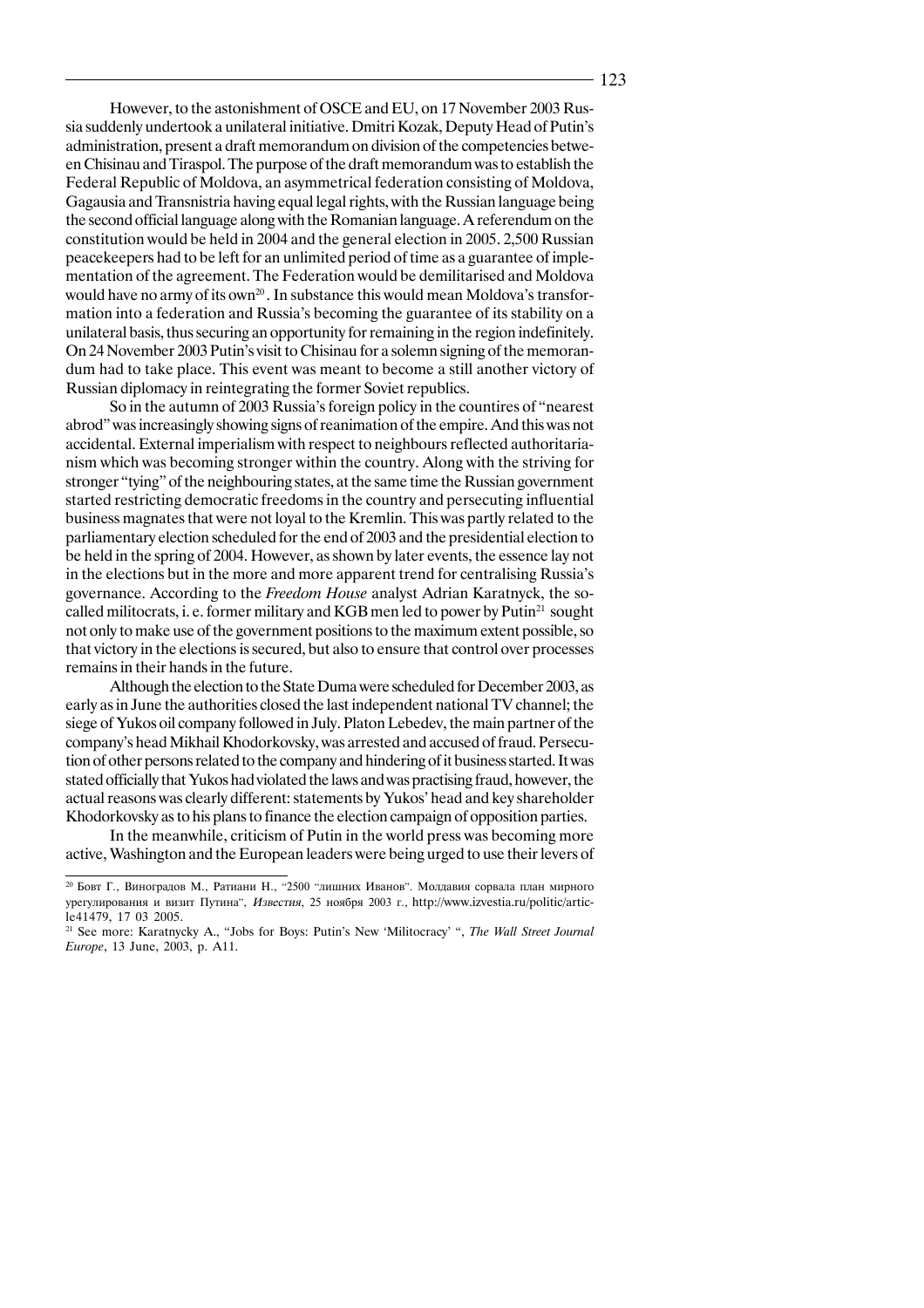However, to the astonishment of OSCE and EU, on 17 November 2003 Russia suddenly undertook a unilateral initiative. Dmitri Kozak, Deputy Head of Putin's administration, present a draft memorandum on division of the competencies between Chisinau and Tiraspol. The purpose of the draft memorandum was to establish the Federal Republic of Moldova, an asymmetrical federation consisting of Moldova, Gagausia and Transnistria having equal legal rights, with the Russian language being the second official language along with the Romanian language. A referendum on the constitution would be held in 2004 and the general election in 2005. 2,500 Russian peacekeepers had to be left for an unlimited period of time as a guarantee of implementation of the agreement. The Federation would be demilitarised and Moldova would have no army of its own[20]. In substance this would mean Moldova's transformation into a federation and Russia's becoming the guarantee of its stability on a unilateral basis, thus securing an opportunity for remaining in the region indefinitely. On 24 November 2003 Putin's visit to Chisinau for a solemn signing of the memorandum had to take place. This event was meant to become a still another victory of Russian diplomacy in reintegrating the former Soviet republics.

So in the autumn of 2003 Russia's foreign policy in the countires of "nearest abrod" was increasingly showing signs of reanimation of the empire. And this was not accidental. External imperialism with respect to neighbours reflected authoritarianism which was becoming stronger within the country. Along with the striving for stronger "tying" of the neighbouring states, at the same time the Russian government started restricting democratic freedoms in the country and persecuting influential business magnates that were not loyal to the Kremlin. This was partly related to the parliamentary election scheduled for the end of 2003 and the presidential election to be held in the spring of 2004. However, as shown by later events, the essence lay not in the elections but in the more and more apparent trend for centralising Russia's governance. According to the *Freedom House* analyst Adrian Karatnyck, the so-called militocrats, i. e. former military and KGB men led to power by Putin[21] sought not only to make use of the government positions to the maximum extent possible, so that victory in the elections is secured, but also to ensure that control over processes remains in their hands in the future.

Although the election to the State Duma were scheduled for December 2003, as early as in June the authorities closed the last independent national TV channel; the siege of Yukos oil company followed in July. Platon Lebedev, the main partner of the company's head Mikhail Khodorkovsky, was arrested and accused of fraud. Persecution of other persons related to the company and hindering of it business started. It was stated officially that Yukos had violated the laws and was practising fraud, however, the actual reasons was clearly different: statements by Yukos' head and key shareholder Khodorkovsky as to his plans to finance the election campaign of opposition parties.

In the meanwhile, criticism of Putin in the world press was becoming more active, Washington and the European leaders were being urged to use their levers of

---

[20] Бовт Г., Виноградов М., Ратиани Н., "2500 "лишних Иванов". Молдавия сорвала план мирного урегулирования и визит Путина", *Известия*, 25 ноября 2003 г., http://www.izvestia.ru/politic/article41479, 17 03 2005.

[21] See more: Karatnycky A., "Jobs for Boys: Putin's New 'Militocracy' ", *The Wall Street Journal Europe*, 13 June, 2003, p. A11.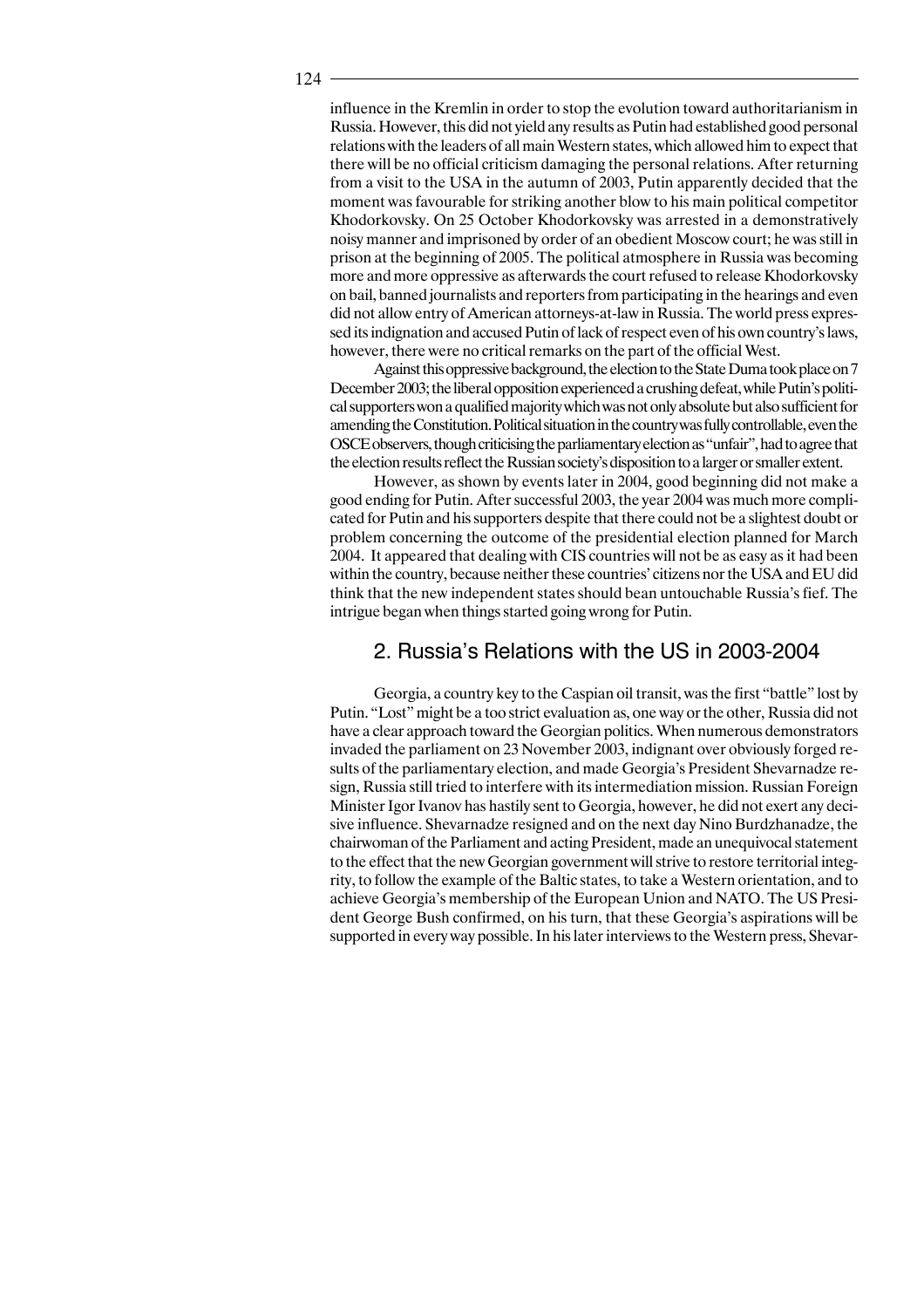influence in the Kremlin in order to stop the evolution toward authoritarianism in Russia. However, this did not yield any results as Putin had established good personal relations with the leaders of all main Western states, which allowed him to expect that there will be no official criticism damaging the personal relations. After returning from a visit to the USA in the autumn of 2003, Putin apparently decided that the moment was favourable for striking another blow to his main political competitor Khodorkovsky. On 25 October Khodorkovsky was arrested in a demonstratively noisy manner and imprisoned by order of an obedient Moscow court; he was still in prison at the beginning of 2005. The political atmosphere in Russia was becoming more and more oppressive as afterwards the court refused to release Khodorkovsky on bail, banned journalists and reporters from participating in the hearings and even did not allow entry of American attorneys-at-law in Russia. The world press expressed its indignation and accused Putin of lack of respect even of his own country's laws, however, there were no critical remarks on the part of the official West.

Against this oppressive background, the election to the State Duma took place on 7 December 2003; the liberal opposition experienced a crushing defeat, while Putin's political supporters won a qualified majority which was not only absolute but also sufficient for amending the Constitution. Political situation in the country was fully controllable, even the OSCE observers, though criticising the parliamentary election as "unfair", had to agree that the election results reflect the Russian society's disposition to a larger or smaller extent.

However, as shown by events later in 2004, good beginning did not make a good ending for Putin. After successful 2003, the year 2004 was much more complicated for Putin and his supporters despite that there could not be a slightest doubt or problem concerning the outcome of the presidential election planned for March 2004. It appeared that dealing with CIS countries will not be as easy as it had been within the country, because neither these countries' citizens nor the USA and EU did think that the new independent states should bean untouchable Russia's fief. The intrigue began when things started going wrong for Putin.

## 2. Russia's Relations with the US in 2003-2004

Georgia, a country key to the Caspian oil transit, was the first "battle" lost by Putin. "Lost" might be a too strict evaluation as, one way or the other, Russia did not have a clear approach toward the Georgian politics. When numerous demonstrators invaded the parliament on 23 November 2003, indignant over obviously forged results of the parliamentary election, and made Georgia's President Shevarnadze resign, Russia still tried to interfere with its intermediation mission. Russian Foreign Minister Igor Ivanov has hastily sent to Georgia, however, he did not exert any decisive influence. Shevarnadze resigned and on the next day Nino Burdzhanadze, the chairwoman of the Parliament and acting President, made an unequivocal statement to the effect that the new Georgian government will strive to restore territorial integrity, to follow the example of the Baltic states, to take a Western orientation, and to achieve Georgia's membership of the European Union and NATO. The US President George Bush confirmed, on his turn, that these Georgia's aspirations will be supported in every way possible. In his later interviews to the Western press, Shevar-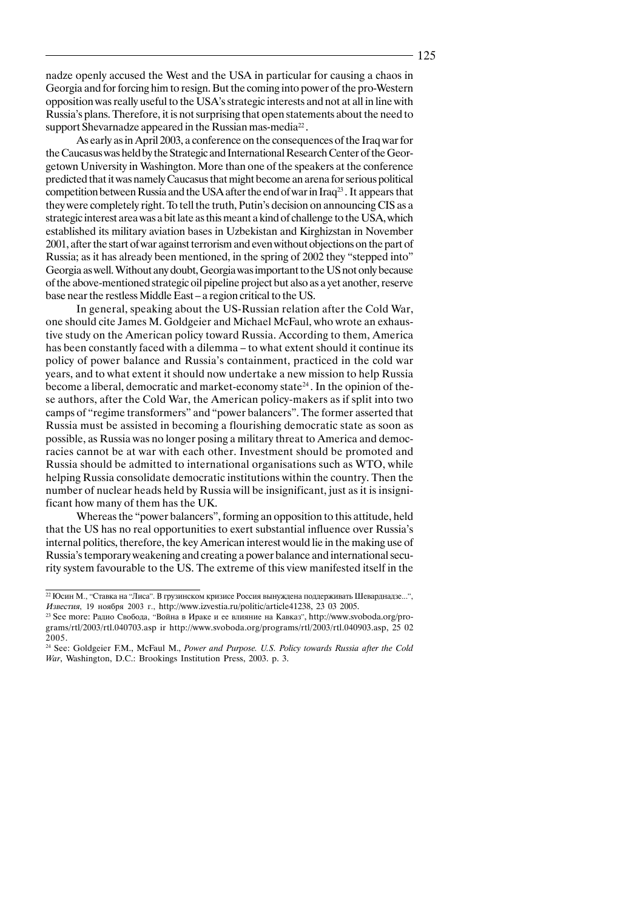nadze openly accused the West and the USA in particular for causing a chaos in Georgia and for forcing him to resign. But the coming into power of the pro-Western opposition was really useful to the USA's strategic interests and not at all in line with Russia's plans. Therefore, it is not surprising that open statements about the need to support Shevarnadze appeared in the Russian mas-media[22].

As early as in April 2003, a conference on the consequences of the Iraq war for the Caucasus was held by the Strategic and International Research Center of the Georgetown University in Washington. More than one of the speakers at the conference predicted that it was namely Caucasus that might become an arena for serious political competition between Russia and the USA after the end of war in Iraq[23]. It appears that they were completely right. To tell the truth, Putin's decision on announcing CIS as a strategic interest area was a bit late as this meant a kind of challenge to the USA, which established its military aviation bases in Uzbekistan and Kirghizstan in November 2001, after the start of war against terrorism and even without objections on the part of Russia; as it has already been mentioned, in the spring of 2002 they "stepped into" Georgia as well. Without any doubt, Georgia was important to the US not only because of the above-mentioned strategic oil pipeline project but also as a yet another, reserve base near the restless Middle East – a region critical to the US.

In general, speaking about the US-Russian relation after the Cold War, one should cite James M. Goldgeier and Michael McFaul, who wrote an exhaustive study on the American policy toward Russia. According to them, America has been constantly faced with a dilemma – to what extent should it continue its policy of power balance and Russia's containment, practiced in the cold war years, and to what extent it should now undertake a new mission to help Russia become a liberal, democratic and market-economy state[24]. In the opinion of these authors, after the Cold War, the American policy-makers as if split into two camps of "regime transformers" and "power balancers". The former asserted that Russia must be assisted in becoming a flourishing democratic state as soon as possible, as Russia was no longer posing a military threat to America and democracies cannot be at war with each other. Investment should be promoted and Russia should be admitted to international organisations such as WTO, while helping Russia consolidate democratic institutions within the country. Then the number of nuclear heads held by Russia will be insignificant, just as it is insignificant how many of them has the UK.

Whereas the "power balancers", forming an opposition to this attitude, held that the US has no real opportunities to exert substantial influence over Russia's internal politics, therefore, the key American interest would lie in the making use of Russia's temporary weakening and creating a power balance and international security system favourable to the US. The extreme of this view manifested itself in the

---

[22] Юсин М., "Ставка на "Лиса". В грузинском кризисе Россия вынуждена поддерживать Шеварднадзе...", *Известия*, 19 ноября 2003 г., http://www.izvestia.ru/politic/article41238, 23 03 2005.

[23] See more: Радио Свобода, "Война в Ираке и ее влияние на Кавказ", http://www.svoboda.org/programs/rtl/2003/rtl.040703.asp ir http://www.svoboda.org/programs/rtl/2003/rtl.040903.asp, 25 02 2005.

[24] See: Goldgeier F.M., McFaul M., *Power and Purpose. U.S. Policy towards Russia after the Cold War*, Washington, D.C.: Brookings Institution Press, 2003. p. 3.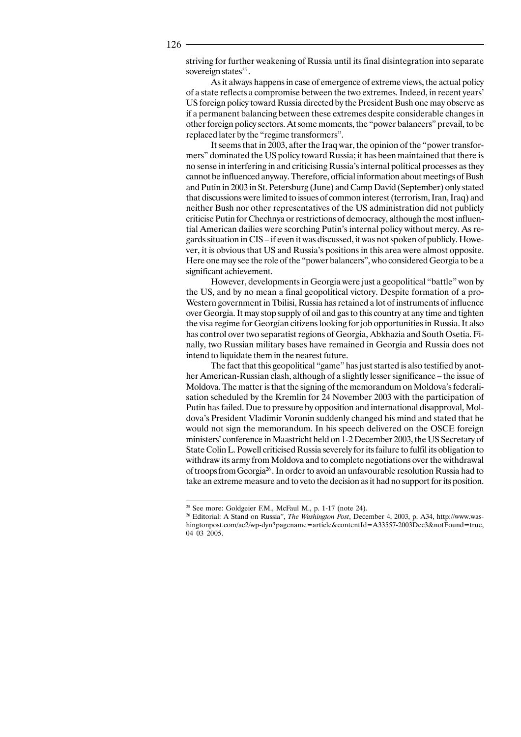striving for further weakening of Russia until its final disintegration into separate sovereign states[25].

As it always happens in case of emergence of extreme views, the actual policy of a state reflects a compromise between the two extremes. Indeed, in recent years' US foreign policy toward Russia directed by the President Bush one may observe as if a permanent balancing between these extremes despite considerable changes in other foreign policy sectors. At some moments, the "power balancers" prevail, to be replaced later by the "regime transformers".

It seems that in 2003, after the Iraq war, the opinion of the "power transformers" dominated the US policy toward Russia; it has been maintained that there is no sense in interfering in and criticising Russia's internal political processes as they cannot be influenced anyway. Therefore, official information about meetings of Bush and Putin in 2003 in St. Petersburg (June) and Camp David (September) only stated that discussions were limited to issues of common interest (terrorism, Iran, Iraq) and neither Bush nor other representatives of the US administration did not publicly criticise Putin for Chechnya or restrictions of democracy, although the most influential American dailies were scorching Putin's internal policy without mercy. As regards situation in CIS – if even it was discussed, it was not spoken of publicly. However, it is obvious that US and Russia's positions in this area were almost opposite. Here one may see the role of the "power balancers", who considered Georgia to be a significant achievement.

However, developments in Georgia were just a geopolitical "battle" won by the US, and by no mean a final geopolitical victory. Despite formation of a pro-Western government in Tbilisi, Russia has retained a lot of instruments of influence over Georgia. It may stop supply of oil and gas to this country at any time and tighten the visa regime for Georgian citizens looking for job opportunities in Russia. It also has control over two separatist regions of Georgia, Abkhazia and South Osetia. Finally, two Russian military bases have remained in Georgia and Russia does not intend to liquidate them in the nearest future.

The fact that this geopolitical "game" has just started is also testified by another American-Russian clash, although of a slightly lesser significance – the issue of Moldova. The matter is that the signing of the memorandum on Moldova's federalisation scheduled by the Kremlin for 24 November 2003 with the participation of Putin has failed. Due to pressure by opposition and international disapproval, Moldova's President Vladimir Voronin suddenly changed his mind and stated that he would not sign the memorandum. In his speech delivered on the OSCE foreign ministers' conference in Maastricht held on 1-2 December 2003, the US Secretary of State Colin L. Powell criticised Russia severely for its failure to fulfil its obligation to withdraw its army from Moldova and to complete negotiations over the withdrawal of troops from Georgia[26]. In order to avoid an unfavourable resolution Russia had to take an extreme measure and to veto the decision as it had no support for its position.

---

[25] See more: Goldgeier F.M., McFaul M., p. 1-17 (note 24).

[26] Editorial: A Stand on Russia", *The Washington Post*, December 4, 2003, p. A34, http://www.washingtonpost.com/ac2/wp-dyn?pagename=article&contentId=A33557-2003Dec3&notFound=true, 04 03 2005.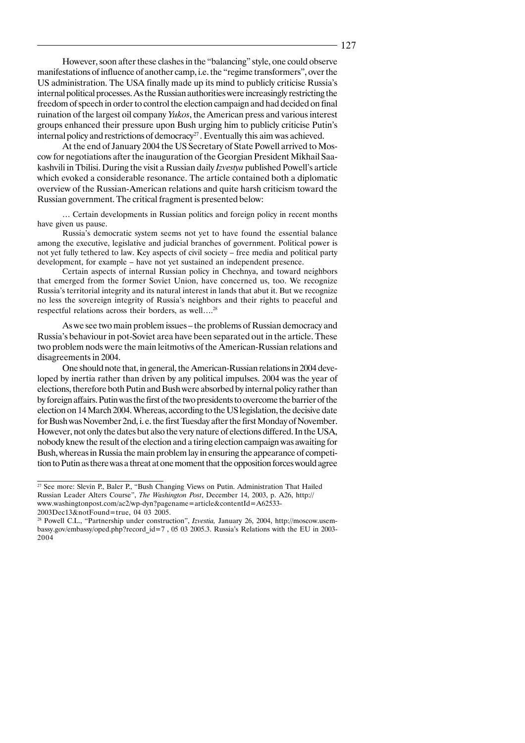However, soon after these clashes in the "balancing" style, one could observe manifestations of influence of another camp, i.e. the "regime transformers", over the US administration. The USA finally made up its mind to publicly criticise Russia's internal political processes. As the Russian authorities were increasingly restricting the freedom of speech in order to control the election campaign and had decided on final ruination of the largest oil company *Yukos*, the American press and various interest groups enhanced their pressure upon Bush urging him to publicly criticise Putin's internal policy and restrictions of democracy[27]. Eventually this aim was achieved.

At the end of January 2004 the US Secretary of State Powell arrived to Moscow for negotiations after the inauguration of the Georgian President Mikhail Saakashvili in Tbilisi. During the visit a Russian daily *Izvestya* published Powell's article which evoked a considerable resonance. The article contained both a diplomatic overview of the Russian-American relations and quite harsh criticism toward the Russian government. The critical fragment is presented below:

> … Certain developments in Russian politics and foreign policy in recent months have given us pause.
>
> Russia's democratic system seems not yet to have found the essential balance among the executive, legislative and judicial branches of government. Political power is not yet fully tethered to law. Key aspects of civil society – free media and political party development, for example – have not yet sustained an independent presence.
>
> Certain aspects of internal Russian policy in Chechnya, and toward neighbors that emerged from the former Soviet Union, have concerned us, too. We recognize Russia's territorial integrity and its natural interest in lands that abut it. But we recognize no less the sovereign integrity of Russia's neighbors and their rights to peaceful and respectful relations across their borders, as well….[28]

As we see two main problem issues – the problems of Russian democracy and Russia's behaviour in pot-Soviet area have been separated out in the article. These two problem nods were the main leitmotivs of the American-Russian relations and disagreements in 2004.

One should note that, in general, the American-Russian relations in 2004 developed by inertia rather than driven by any political impulses. 2004 was the year of elections, therefore both Putin and Bush were absorbed by internal policy rather than by foreign affairs. Putin was the first of the two presidents to overcome the barrier of the election on 14 March 2004. Whereas, according to the US legislation, the decisive date for Bush was November 2nd, i. e. the first Tuesday after the first Monday of November. However, not only the dates but also the very nature of elections differed. In the USA, nobody knew the result of the election and a tiring election campaign was awaiting for Bush, whereas in Russia the main problem lay in ensuring the appearance of competition to Putin as there was a threat at one moment that the opposition forces would agree

---

[27] See more: Slevin P., Baler P., "Bush Changing Views on Putin. Administration That Hailed Russian Leader Alters Course", *The Washington Post*, December 14, 2003, p. A26, http://www.washingtonpost.com/ac2/wp-dyn?pagename=article&contentId=A62533-2003Dec13&notFound=true, 04 03 2005.

[28] Powell C.L., "Partnership under construction", *Izvestia,* January 26, 2004, http://moscow.usembassy.gov/embassy/oped.php?record_id=7 , 05 03 2005.3. Russia's Relations with the EU in 2003-2004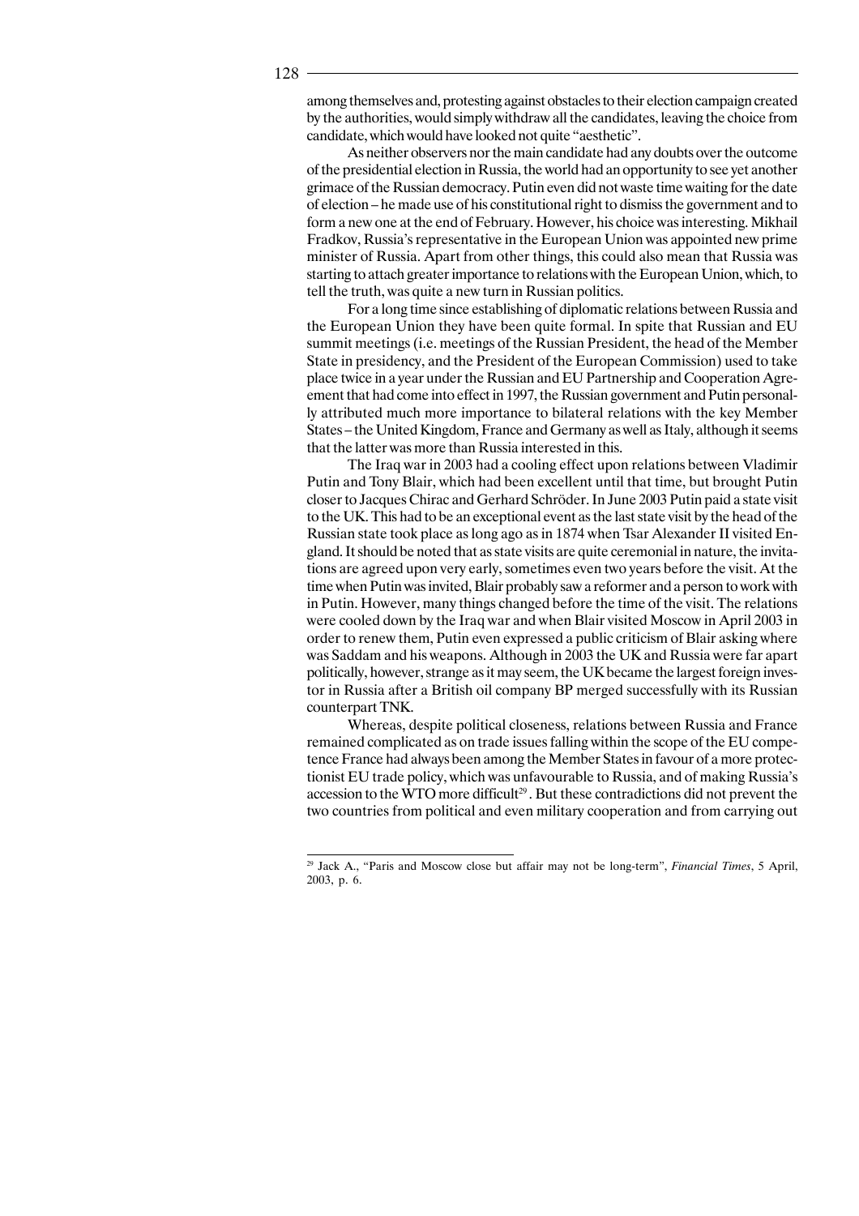among themselves and, protesting against obstacles to their election campaign created by the authorities, would simply withdraw all the candidates, leaving the choice from candidate, which would have looked not quite "aesthetic".

As neither observers nor the main candidate had any doubts over the outcome of the presidential election in Russia, the world had an opportunity to see yet another grimace of the Russian democracy. Putin even did not waste time waiting for the date of election – he made use of his constitutional right to dismiss the government and to form a new one at the end of February. However, his choice was interesting. Mikhail Fradkov, Russia's representative in the European Union was appointed new prime minister of Russia. Apart from other things, this could also mean that Russia was starting to attach greater importance to relations with the European Union, which, to tell the truth, was quite a new turn in Russian politics.

For a long time since establishing of diplomatic relations between Russia and the European Union they have been quite formal. In spite that Russian and EU summit meetings (i.e. meetings of the Russian President, the head of the Member State in presidency, and the President of the European Commission) used to take place twice in a year under the Russian and EU Partnership and Cooperation Agreement that had come into effect in 1997, the Russian government and Putin personally attributed much more importance to bilateral relations with the key Member States – the United Kingdom, France and Germany as well as Italy, although it seems that the latter was more than Russia interested in this.

The Iraq war in 2003 had a cooling effect upon relations between Vladimir Putin and Tony Blair, which had been excellent until that time, but brought Putin closer to Jacques Chirac and Gerhard Schröder. In June 2003 Putin paid a state visit to the UK. This had to be an exceptional event as the last state visit by the head of the Russian state took place as long ago as in 1874 when Tsar Alexander II visited England. It should be noted that as state visits are quite ceremonial in nature, the invitations are agreed upon very early, sometimes even two years before the visit. At the time when Putin was invited, Blair probably saw a reformer and a person to work with in Putin. However, many things changed before the time of the visit. The relations were cooled down by the Iraq war and when Blair visited Moscow in April 2003 in order to renew them, Putin even expressed a public criticism of Blair asking where was Saddam and his weapons. Although in 2003 the UK and Russia were far apart politically, however, strange as it may seem, the UK became the largest foreign investor in Russia after a British oil company BP merged successfully with its Russian counterpart TNK.

Whereas, despite political closeness, relations between Russia and France remained complicated as on trade issues falling within the scope of the EU competence France had always been among the Member States in favour of a more protectionist EU trade policy, which was unfavourable to Russia, and of making Russia's accession to the WTO more difficult[29]. But these contradictions did not prevent the two countries from political and even military cooperation and from carrying out

[29] Jack A., "Paris and Moscow close but affair may not be long-term", *Financial Times*, 5 April, 2003, p. 6.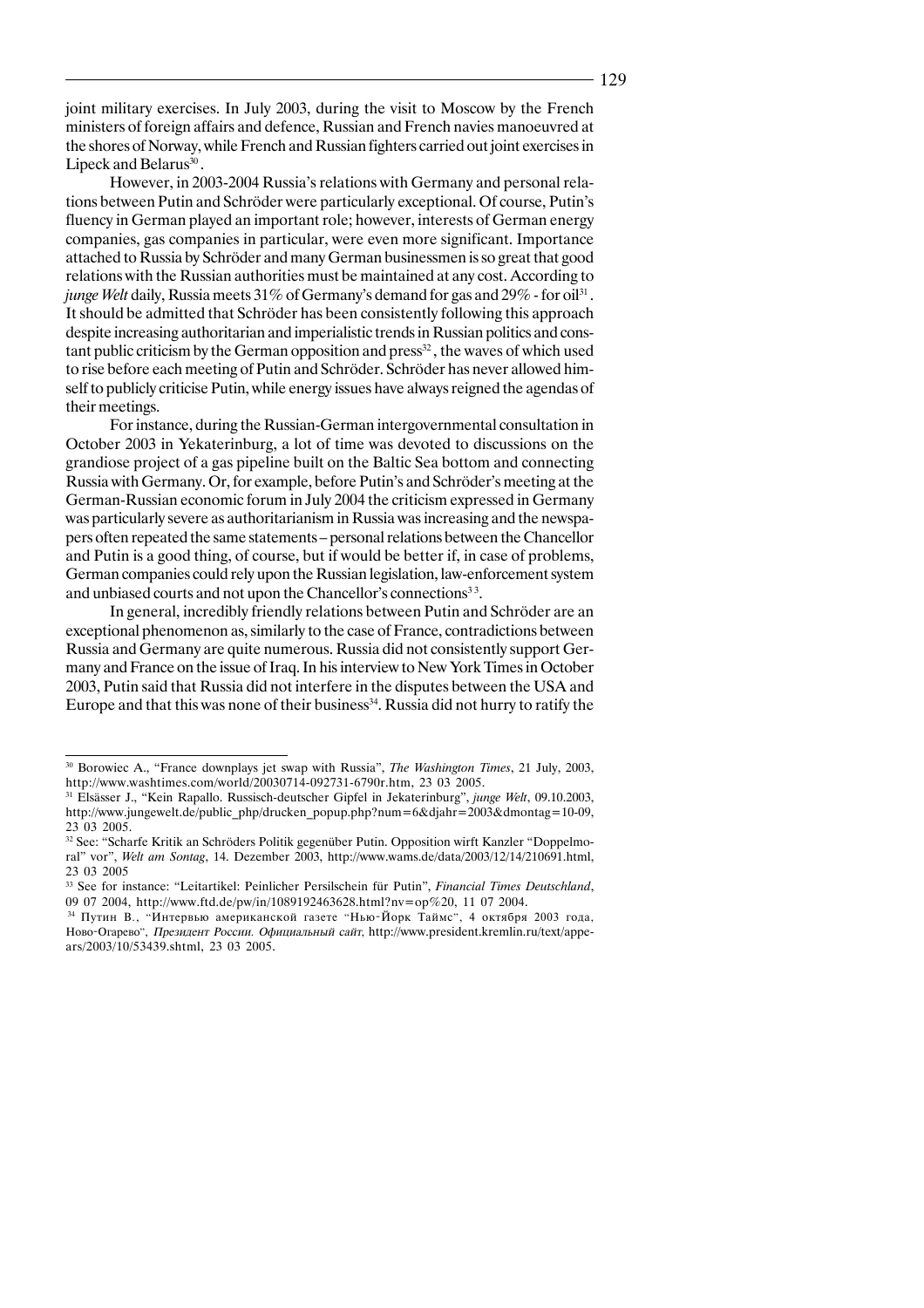joint military exercises. In July 2003, during the visit to Moscow by the French ministers of foreign affairs and defence, Russian and French navies manoeuvred at the shores of Norway, while French and Russian fighters carried out joint exercises in Lipeck and Belarus[30].

However, in 2003-2004 Russia's relations with Germany and personal relations between Putin and Schröder were particularly exceptional. Of course, Putin's fluency in German played an important role; however, interests of German energy companies, gas companies in particular, were even more significant. Importance attached to Russia by Schröder and many German businessmen is so great that good relations with the Russian authorities must be maintained at any cost. According to *junge Welt* daily, Russia meets 31% of Germany's demand for gas and 29% - for oil[31]. It should be admitted that Schröder has been consistently following this approach despite increasing authoritarian and imperialistic trends in Russian politics and constant public criticism by the German opposition and press[32], the waves of which used to rise before each meeting of Putin and Schröder. Schröder has never allowed himself to publicly criticise Putin, while energy issues have always reigned the agendas of their meetings.

For instance, during the Russian-German intergovernmental consultation in October 2003 in Yekaterinburg, a lot of time was devoted to discussions on the grandiose project of a gas pipeline built on the Baltic Sea bottom and connecting Russia with Germany. Or, for example, before Putin's and Schröder's meeting at the German-Russian economic forum in July 2004 the criticism expressed in Germany was particularly severe as authoritarianism in Russia was increasing and the newspapers often repeated the same statements – personal relations between the Chancellor and Putin is a good thing, of course, but if would be better if, in case of problems, German companies could rely upon the Russian legislation, law-enforcement system and unbiased courts and not upon the Chancellor's connections[33].

In general, incredibly friendly relations between Putin and Schröder are an exceptional phenomenon as, similarly to the case of France, contradictions between Russia and Germany are quite numerous. Russia did not consistently support Germany and France on the issue of Iraq. In his interview to New York Times in October 2003, Putin said that Russia did not interfere in the disputes between the USA and Europe and that this was none of their business[34]. Russia did not hurry to ratify the

---

[30] Borowiec A., "France downplays jet swap with Russia", *The Washington Times*, 21 July, 2003, http://www.washtimes.com/world/20030714-092731-6790r.htm, 23 03 2005.

[31] Elsässer J., "Kein Rapallo. Russisch-deutscher Gipfel in Jekaterinburg", *junge Welt*, 09.10.2003, http://www.jungewelt.de/public_php/drucken_popup.php?num=6&djahr=2003&dmontag=10-09, 23 03 2005.

[32] See: "Scharfe Kritik an Schröders Politik gegenüber Putin. Opposition wirft Kanzler "Doppelmoral" vor", *Welt am Sontag*, 14. Dezember 2003, http://www.wams.de/data/2003/12/14/210691.html, 23 03 2005

[33] See for instance: "Leitartikel: Peinlicher Persilschein für Putin", *Financial Times Deutschland*, 09 07 2004, http://www.ftd.de/pw/in/1089192463628.html?nv=op%20, 11 07 2004.

[34] Путин В., "Интервью американской газете "Нью-Йорк Таймс", 4 октября 2003 года, Ново-Огарево", *Президент России. Официальный сайт*, http://www.president.kremlin.ru/text/appears/2003/10/53439.shtml, 23 03 2005.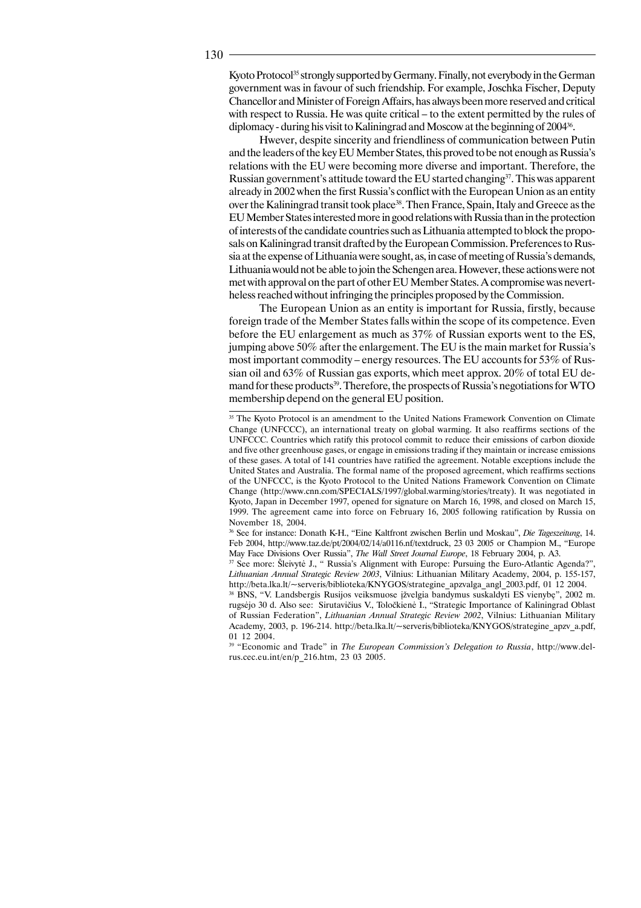Kyoto Protocol[35] strongly supported by Germany. Finally, not everybody in the German government was in favour of such friendship. For example, Joschka Fischer, Deputy Chancellor and Minister of Foreign Affairs, has always been more reserved and critical with respect to Russia. He was quite critical – to the extent permitted by the rules of diplomacy - during his visit to Kaliningrad and Moscow at the beginning of 2004[36].

Hwever, despite sincerity and friendliness of communication between Putin and the leaders of the key EU Member States, this proved to be not enough as Russia's relations with the EU were becoming more diverse and important. Therefore, the Russian government's attitude toward the EU started changing[37]. This was apparent already in 2002 when the first Russia's conflict with the European Union as an entity over the Kaliningrad transit took place[38]. Then France, Spain, Italy and Greece as the EU Member States interested more in good relations with Russia than in the protection of interests of the candidate countries such as Lithuania attempted to block the proposals on Kaliningrad transit drafted by the European Commission. Preferences to Russia at the expense of Lithuania were sought, as, in case of meeting of Russia's demands, Lithuania would not be able to join the Schengen area. However, these actions were not met with approval on the part of other EU Member States. A compromise was nevertheless reached without infringing the principles proposed by the Commission.

The European Union as an entity is important for Russia, firstly, because foreign trade of the Member States falls within the scope of its competence. Even before the EU enlargement as much as 37% of Russian exports went to the ES, jumping above 50% after the enlargement. The EU is the main market for Russia's most important commodity – energy resources. The EU accounts for 53% of Russian oil and 63% of Russian gas exports, which meet approx. 20% of total EU demand for these products[39]. Therefore, the prospects of Russia's negotiations for WTO membership depend on the general EU position.

---

[35] The Kyoto Protocol is an amendment to the United Nations Framework Convention on Climate Change (UNFCCC), an international treaty on global warming. It also reaffirms sections of the UNFCCC. Countries which ratify this protocol commit to reduce their emissions of carbon dioxide and five other greenhouse gases, or engage in emissions trading if they maintain or increase emissions of these gases. A total of 141 countries have ratified the agreement. Notable exceptions include the United States and Australia. The formal name of the proposed agreement, which reaffirms sections of the UNFCCC, is the Kyoto Protocol to the United Nations Framework Convention on Climate Change (http://www.cnn.com/SPECIALS/1997/global.warming/stories/treaty). It was negotiated in Kyoto, Japan in December 1997, opened for signature on March 16, 1998, and closed on March 15, 1999. The agreement came into force on February 16, 2005 following ratification by Russia on November 18, 2004.

[36] See for instance: Donath K-H., "Eine Kaltfront zwischen Berlin und Moskau", *Die Tageszeitung*, 14. Feb 2004, http://www.taz.de/pt/2004/02/14/a0116.nf/textdruck, 23 03 2005 or Champion M., "Europe May Face Divisions Over Russia", *The Wall Street Journal Europe*, 18 February 2004, p. A3.

[37] See more: Šleivytė J., " Russia's Alignment with Europe: Pursuing the Euro-Atlantic Agenda?", *Lithuanian Annual Strategic Review 2003*, Vilnius: Lithuanian Military Academy, 2004, p. 155-157, http://beta.lka.lt/~serveris/biblioteka/KNYGOS/strategine_apzvalga_angl_2003.pdf, 01 12 2004.

[38] BNS, "V. Landsbergis Rusijos veiksmuose įžvelgia bandymus suskaldyti ES vienybę", 2002 m. rugsėjo 30 d. Also see: Sirutavičius V., Toločkienė I., "Strategic Importance of Kaliningrad Oblast of Russian Federation", *Lithuanian Annual Strategic Review 2002*, Vilnius: Lithuanian Military Academy, 2003, p. 196-214. http://beta.lka.lt/~serveris/biblioteka/KNYGOS/strategine_apzv_a.pdf, 01 12 2004.

[39] "Economic and Trade" in *The European Commission's Delegation to Russia*, http://www.delrus.cec.eu.int/en/p_216.htm, 23 03 2005.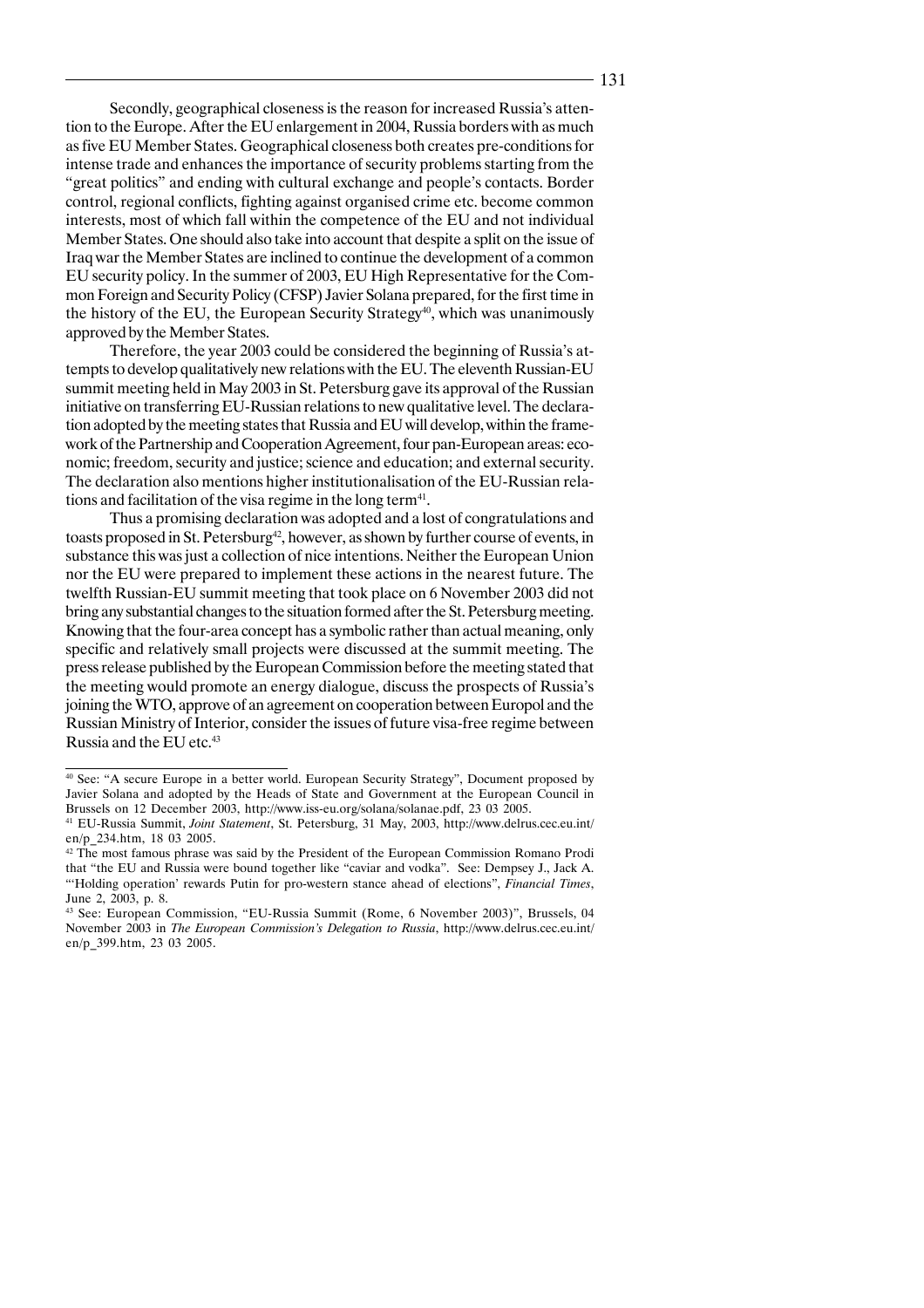Secondly, geographical closeness is the reason for increased Russia's attention to the Europe. After the EU enlargement in 2004, Russia borders with as much as five EU Member States. Geographical closeness both creates pre-conditions for intense trade and enhances the importance of security problems starting from the "great politics" and ending with cultural exchange and people's contacts. Border control, regional conflicts, fighting against organised crime etc. become common interests, most of which fall within the competence of the EU and not individual Member States. One should also take into account that despite a split on the issue of Iraq war the Member States are inclined to continue the development of a common EU security policy. In the summer of 2003, EU High Representative for the Common Foreign and Security Policy (CFSP) Javier Solana prepared, for the first time in the history of the EU, the European Security Strategy[40], which was unanimously approved by the Member States.

Therefore, the year 2003 could be considered the beginning of Russia's attempts to develop qualitatively new relations with the EU. The eleventh Russian-EU summit meeting held in May 2003 in St. Petersburg gave its approval of the Russian initiative on transferring EU-Russian relations to new qualitative level. The declaration adopted by the meeting states that Russia and EU will develop, within the framework of the Partnership and Cooperation Agreement, four pan-European areas: economic; freedom, security and justice; science and education; and external security. The declaration also mentions higher institutionalisation of the EU-Russian relations and facilitation of the visa regime in the long term[41].

Thus a promising declaration was adopted and a lost of congratulations and toasts proposed in St. Petersburg[42], however, as shown by further course of events, in substance this was just a collection of nice intentions. Neither the European Union nor the EU were prepared to implement these actions in the nearest future. The twelfth Russian-EU summit meeting that took place on 6 November 2003 did not bring any substantial changes to the situation formed after the St. Petersburg meeting. Knowing that the four-area concept has a symbolic rather than actual meaning, only specific and relatively small projects were discussed at the summit meeting. The press release published by the European Commission before the meeting stated that the meeting would promote an energy dialogue, discuss the prospects of Russia's joining the WTO, approve of an agreement on cooperation between Europol and the Russian Ministry of Interior, consider the issues of future visa-free regime between Russia and the EU etc.[43]

---

[40] See: "A secure Europe in a better world. European Security Strategy", Document proposed by Javier Solana and adopted by the Heads of State and Government at the European Council in Brussels on 12 December 2003, http://www.iss-eu.org/solana/solanae.pdf, 23 03 2005.

[41] EU-Russia Summit, *Joint Statement*, St. Petersburg, 31 May, 2003, http://www.delrus.cec.eu.int/en/p_234.htm, 18 03 2005.

[42] The most famous phrase was said by the President of the European Commission Romano Prodi that "the EU and Russia were bound together like "caviar and vodka". See: Dempsey J., Jack A. "'Holding operation' rewards Putin for pro-western stance ahead of elections", *Financial Times*, June 2, 2003, p. 8.

[43] See: European Commission, "EU-Russia Summit (Rome, 6 November 2003)", Brussels, 04 November 2003 in *The European Commission's Delegation to Russia*, http://www.delrus.cec.eu.int/en/p_399.htm, 23 03 2005.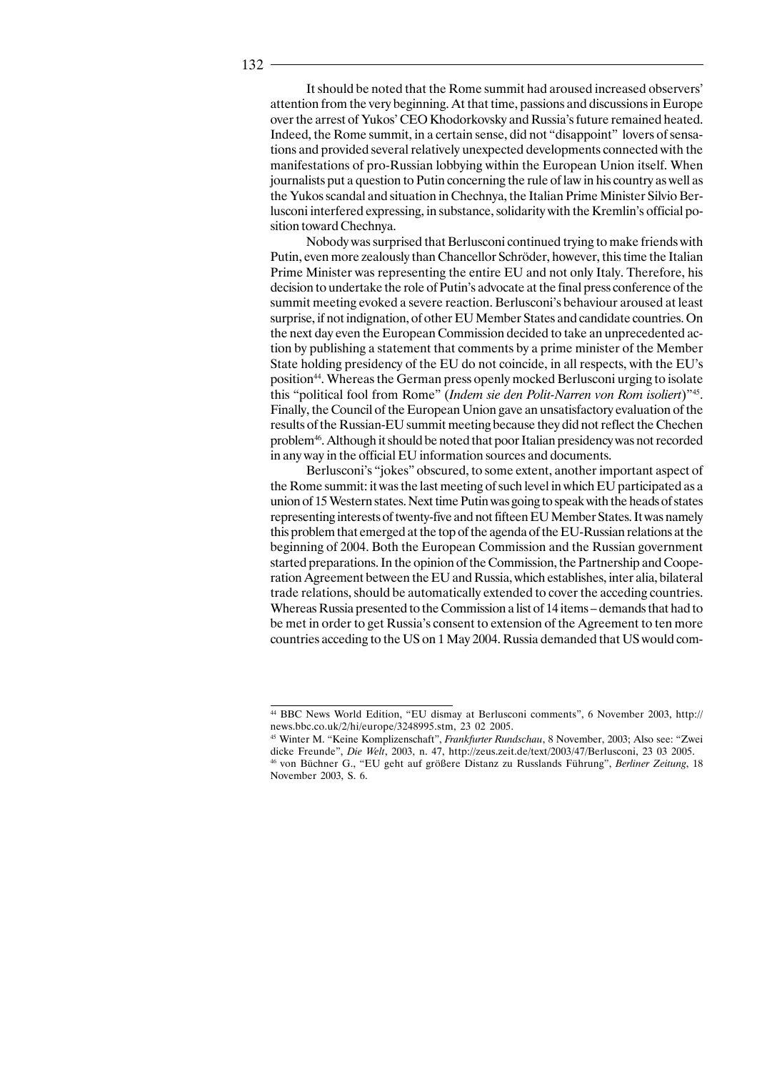It should be noted that the Rome summit had aroused increased observers' attention from the very beginning. At that time, passions and discussions in Europe over the arrest of Yukos' CEO Khodorkovsky and Russia's future remained heated. Indeed, the Rome summit, in a certain sense, did not "disappoint" lovers of sensations and provided several relatively unexpected developments connected with the manifestations of pro-Russian lobbying within the European Union itself. When journalists put a question to Putin concerning the rule of law in his country as well as the Yukos scandal and situation in Chechnya, the Italian Prime Minister Silvio Berlusconi interfered expressing, in substance, solidarity with the Kremlin's official position toward Chechnya.

Nobody was surprised that Berlusconi continued trying to make friends with Putin, even more zealously than Chancellor Schröder, however, this time the Italian Prime Minister was representing the entire EU and not only Italy. Therefore, his decision to undertake the role of Putin's advocate at the final press conference of the summit meeting evoked a severe reaction. Berlusconi's behaviour aroused at least surprise, if not indignation, of other EU Member States and candidate countries. On the next day even the European Commission decided to take an unprecedented action by publishing a statement that comments by a prime minister of the Member State holding presidency of the EU do not coincide, in all respects, with the EU's position[44]. Whereas the German press openly mocked Berlusconi urging to isolate this "political fool from Rome" (*Indem sie den Polit-Narren von Rom isoliert*)"[45]. Finally, the Council of the European Union gave an unsatisfactory evaluation of the results of the Russian-EU summit meeting because they did not reflect the Chechen problem[46]. Although it should be noted that poor Italian presidency was not recorded in any way in the official EU information sources and documents.

Berlusconi's "jokes" obscured, to some extent, another important aspect of the Rome summit: it was the last meeting of such level in which EU participated as a union of 15 Western states. Next time Putin was going to speak with the heads of states representing interests of twenty-five and not fifteen EU Member States. It was namely this problem that emerged at the top of the agenda of the EU-Russian relations at the beginning of 2004. Both the European Commission and the Russian government started preparations. In the opinion of the Commission, the Partnership and Cooperation Agreement between the EU and Russia, which establishes, inter alia, bilateral trade relations, should be automatically extended to cover the acceding countries. Whereas Russia presented to the Commission a list of 14 items – demands that had to be met in order to get Russia's consent to extension of the Agreement to ten more countries acceding to the US on 1 May 2004. Russia demanded that US would com-

---

[44] BBC News World Edition, "EU dismay at Berlusconi comments", 6 November 2003, http://news.bbc.co.uk/2/hi/europe/3248995.stm, 23 02 2005.

[45] Winter M. "Keine Komplizenschaft", *Frankfurter Rundschau*, 8 November, 2003; Also see: "Zwei dicke Freunde", *Die Welt*, 2003, n. 47, http://zeus.zeit.de/text/2003/47/Berlusconi, 23 03 2005.

[46] von Büchner G., "EU geht auf größere Distanz zu Russlands Führung", *Berliner Zeitung*, 18 November 2003, S. 6.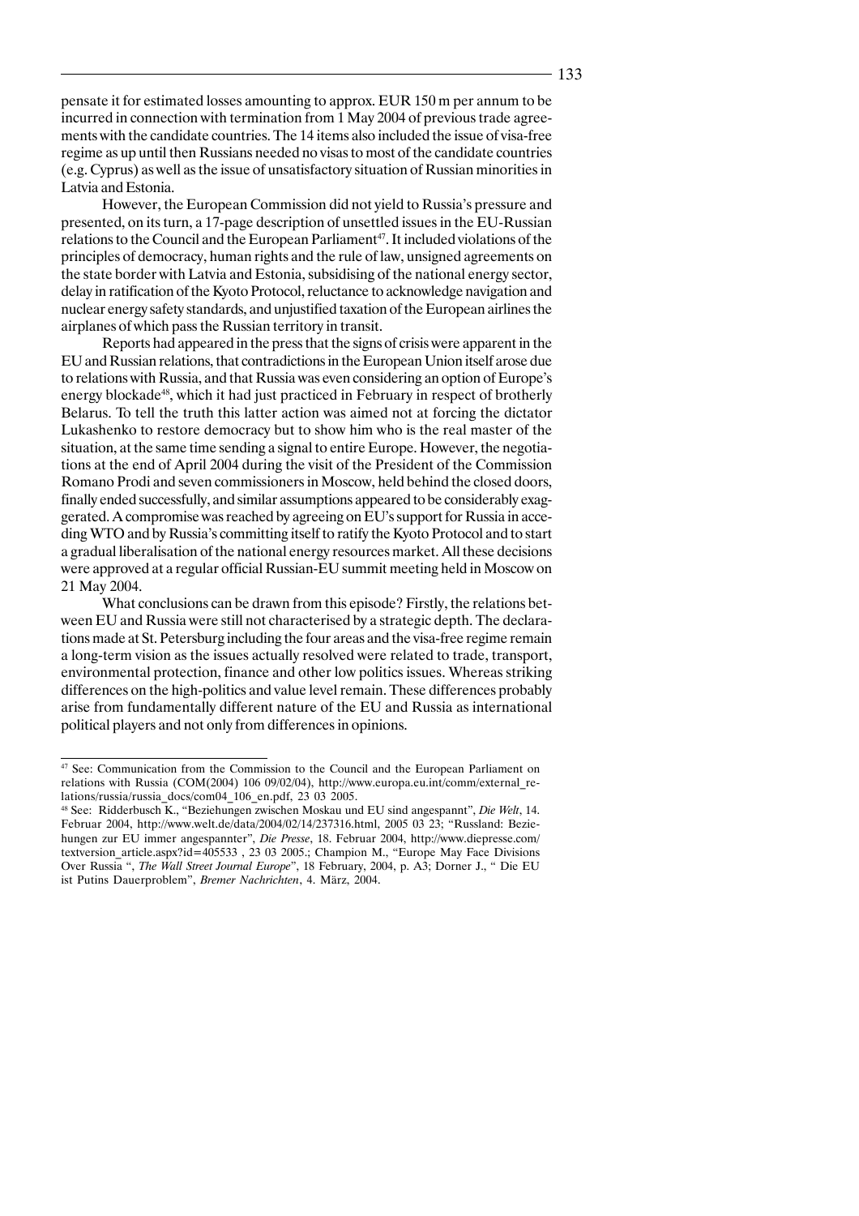pensate it for estimated losses amounting to approx. EUR 150 m per annum to be incurred in connection with termination from 1 May 2004 of previous trade agreements with the candidate countries. The 14 items also included the issue of visa-free regime as up until then Russians needed no visas to most of the candidate countries (e.g. Cyprus) as well as the issue of unsatisfactory situation of Russian minorities in Latvia and Estonia.

However, the European Commission did not yield to Russia's pressure and presented, on its turn, a 17-page description of unsettled issues in the EU-Russian relations to the Council and the European Parliament[47]. It included violations of the principles of democracy, human rights and the rule of law, unsigned agreements on the state border with Latvia and Estonia, subsidising of the national energy sector, delay in ratification of the Kyoto Protocol, reluctance to acknowledge navigation and nuclear energy safety standards, and unjustified taxation of the European airlines the airplanes of which pass the Russian territory in transit.

Reports had appeared in the press that the signs of crisis were apparent in the EU and Russian relations, that contradictions in the European Union itself arose due to relations with Russia, and that Russia was even considering an option of Europe's energy blockade[48], which it had just practiced in February in respect of brotherly Belarus. To tell the truth this latter action was aimed not at forcing the dictator Lukashenko to restore democracy but to show him who is the real master of the situation, at the same time sending a signal to entire Europe. However, the negotiations at the end of April 2004 during the visit of the President of the Commission Romano Prodi and seven commissioners in Moscow, held behind the closed doors, finally ended successfully, and similar assumptions appeared to be considerably exaggerated. A compromise was reached by agreeing on EU's support for Russia in acceding WTO and by Russia's committing itself to ratify the Kyoto Protocol and to start a gradual liberalisation of the national energy resources market. All these decisions were approved at a regular official Russian-EU summit meeting held in Moscow on 21 May 2004.

What conclusions can be drawn from this episode? Firstly, the relations between EU and Russia were still not characterised by a strategic depth. The declarations made at St. Petersburg including the four areas and the visa-free regime remain a long-term vision as the issues actually resolved were related to trade, transport, environmental protection, finance and other low politics issues. Whereas striking differences on the high-politics and value level remain. These differences probably arise from fundamentally different nature of the EU and Russia as international political players and not only from differences in opinions.

---

[47] See: Communication from the Commission to the Council and the European Parliament on relations with Russia (COM(2004) 106 09/02/04), http://www.europa.eu.int/comm/external_relations/russia/russia_docs/com04_106_en.pdf, 23 03 2005.

[48] See: Ridderbusch K., "Beziehungen zwischen Moskau und EU sind angespannt", *Die Welt*, 14. Februar 2004, http://www.welt.de/data/2004/02/14/237316.html, 2005 03 23; "Russland: Beziehungen zur EU immer angespannter", *Die Presse*, 18. Februar 2004, http://www.diepresse.com/textversion_article.aspx?id=405533 , 23 03 2005.; Champion M., "Europe May Face Divisions Over Russia ", *The Wall Street Journal Europe*", 18 February, 2004, p. A3; Dorner J., " Die EU ist Putins Dauerproblem", *Bremer Nachrichten*, 4. März, 2004.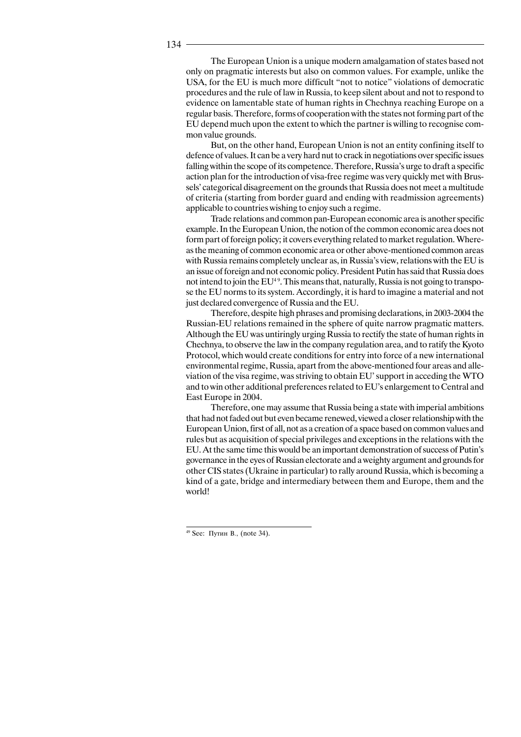The European Union is a unique modern amalgamation of states based not only on pragmatic interests but also on common values. For example, unlike the USA, for the EU is much more difficult "not to notice" violations of democratic procedures and the rule of law in Russia, to keep silent about and not to respond to evidence on lamentable state of human rights in Chechnya reaching Europe on a regular basis. Therefore, forms of cooperation with the states not forming part of the EU depend much upon the extent to which the partner is willing to recognise common value grounds.

But, on the other hand, European Union is not an entity confining itself to defence of values. It can be a very hard nut to crack in negotiations over specific issues falling within the scope of its competence. Therefore, Russia's urge to draft a specific action plan for the introduction of visa-free regime was very quickly met with Brussels' categorical disagreement on the grounds that Russia does not meet a multitude of criteria (starting from border guard and ending with readmission agreements) applicable to countries wishing to enjoy such a regime.

Trade relations and common pan-European economic area is another specific example. In the European Union, the notion of the common economic area does not form part of foreign policy; it covers everything related to market regulation. Whereas the meaning of common economic area or other above-mentioned common areas with Russia remains completely unclear as, in Russia's view, relations with the EU is an issue of foreign and not economic policy. President Putin has said that Russia does not intend to join the EU[49]. This means that, naturally, Russia is not going to transpose the EU norms to its system. Accordingly, it is hard to imagine a material and not just declared convergence of Russia and the EU.

Therefore, despite high phrases and promising declarations, in 2003-2004 the Russian-EU relations remained in the sphere of quite narrow pragmatic matters. Although the EU was untiringly urging Russia to rectify the state of human rights in Chechnya, to observe the law in the company regulation area, and to ratify the Kyoto Protocol, which would create conditions for entry into force of a new international environmental regime, Russia, apart from the above-mentioned four areas and alleviation of the visa regime, was striving to obtain EU' support in acceding the WTO and to win other additional preferences related to EU's enlargement to Central and East Europe in 2004.

Therefore, one may assume that Russia being a state with imperial ambitions that had not faded out but even became renewed, viewed a closer relationship with the European Union, first of all, not as a creation of a space based on common values and rules but as acquisition of special privileges and exceptions in the relations with the EU. At the same time this would be an important demonstration of success of Putin's governance in the eyes of Russian electorate and a weighty argument and grounds for other CIS states (Ukraine in particular) to rally around Russia, which is becoming a kind of a gate, bridge and intermediary between them and Europe, them and the world!

---

[49] See: Путин В., (note 34).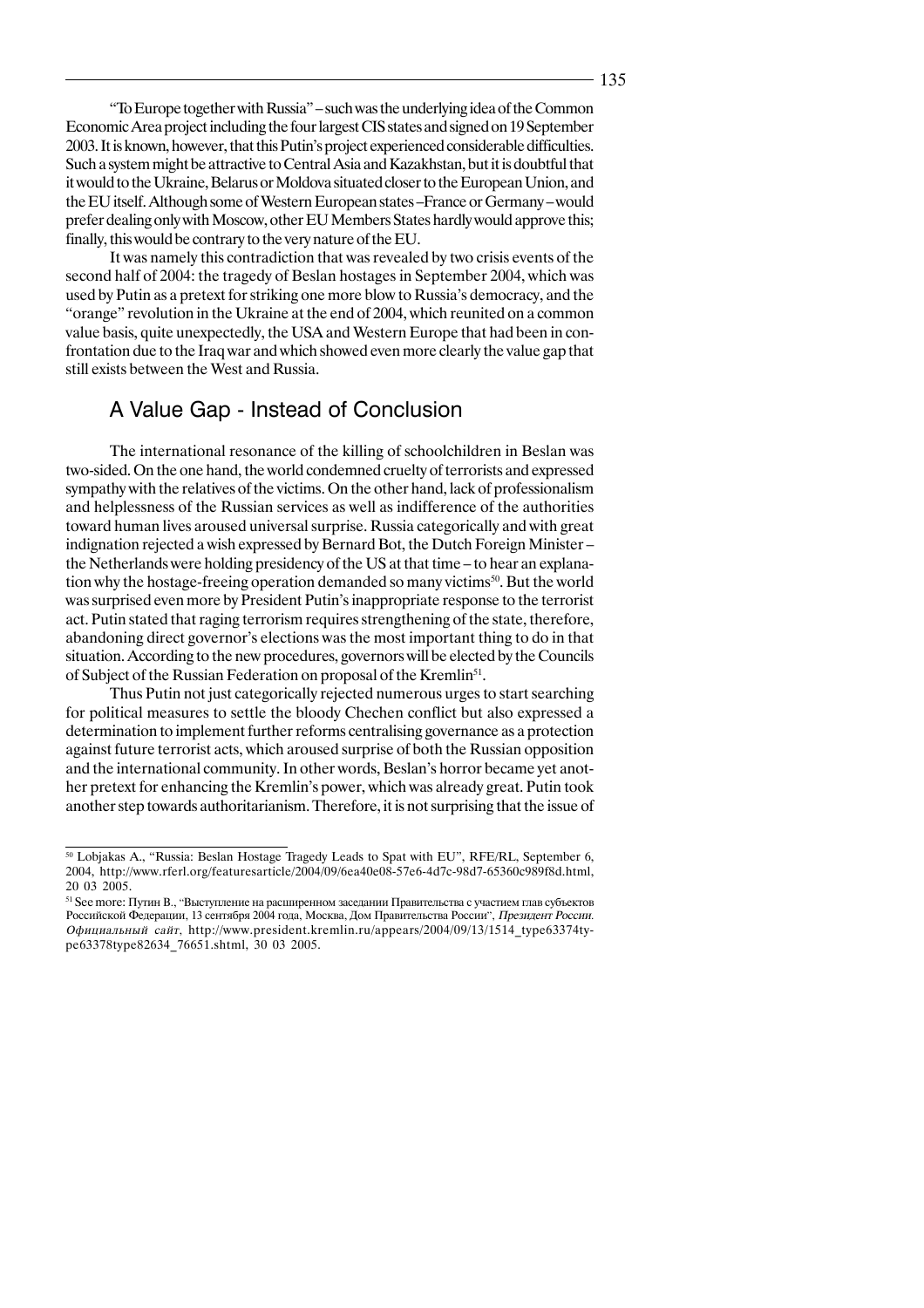"To Europe together with Russia" – such was the underlying idea of the Common Economic Area project including the four largest CIS states and signed on 19 September 2003. It is known, however, that this Putin's project experienced considerable difficulties. Such a system might be attractive to Central Asia and Kazakhstan, but it is doubtful that it would to the Ukraine, Belarus or Moldova situated closer to the European Union, and the EU itself. Although some of Western European states – France or Germany – would prefer dealing only with Moscow, other EU Members States hardly would approve this; finally, this would be contrary to the very nature of the EU.

It was namely this contradiction that was revealed by two crisis events of the second half of 2004: the tragedy of Beslan hostages in September 2004, which was used by Putin as a pretext for striking one more blow to Russia's democracy, and the "orange" revolution in the Ukraine at the end of 2004, which reunited on a common value basis, quite unexpectedly, the USA and Western Europe that had been in confrontation due to the Iraq war and which showed even more clearly the value gap that still exists between the West and Russia.

## A Value Gap - Instead of Conclusion

The international resonance of the killing of schoolchildren in Beslan was two-sided. On the one hand, the world condemned cruelty of terrorists and expressed sympathy with the relatives of the victims. On the other hand, lack of professionalism and helplessness of the Russian services as well as indifference of the authorities toward human lives aroused universal surprise. Russia categorically and with great indignation rejected a wish expressed by Bernard Bot, the Dutch Foreign Minister – the Netherlands were holding presidency of the US at that time – to hear an explanation why the hostage-freeing operation demanded so many victims[50]. But the world was surprised even more by President Putin's inappropriate response to the terrorist act. Putin stated that raging terrorism requires strengthening of the state, therefore, abandoning direct governor's elections was the most important thing to do in that situation. According to the new procedures, governors will be elected by the Councils of Subject of the Russian Federation on proposal of the Kremlin[51].

Thus Putin not just categorically rejected numerous urges to start searching for political measures to settle the bloody Chechen conflict but also expressed a determination to implement further reforms centralising governance as a protection against future terrorist acts, which aroused surprise of both the Russian opposition and the international community. In other words, Beslan's horror became yet another pretext for enhancing the Kremlin's power, which was already great. Putin took another step towards authoritarianism. Therefore, it is not surprising that the issue of

---

[50] Lobjakas A., "Russia: Beslan Hostage Tragedy Leads to Spat with EU", RFE/RL, September 6, 2004, http://www.rferl.org/featuresarticle/2004/09/6ea40e08-57e6-4d7c-98d7-65360c989f8d.html, 20 03 2005.

[51] See more: Путин В., "Выступление на расширенном заседании Правительства с участием глав субъектов Российской Федерации, 13 сентября 2004 года, Москва, Дом Правительства России", *Президент России. Официальный сайт*, http://www.president.kremlin.ru/appears/2004/09/13/1514_type63374type63378type82634_76651.shtml, 30 03 2005.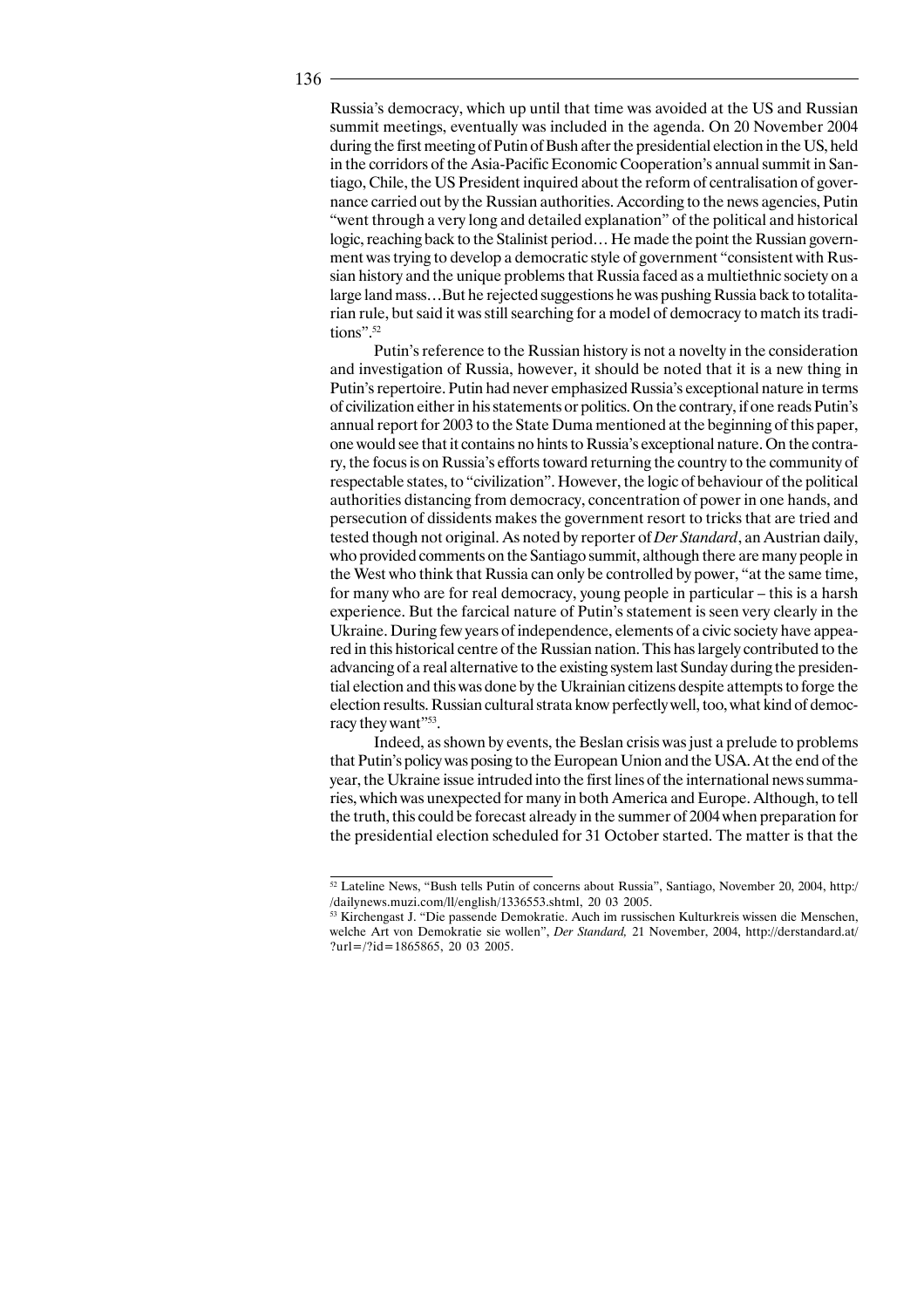Russia's democracy, which up until that time was avoided at the US and Russian summit meetings, eventually was included in the agenda. On 20 November 2004 during the first meeting of Putin of Bush after the presidential election in the US, held in the corridors of the Asia-Pacific Economic Cooperation's annual summit in Santiago, Chile, the US President inquired about the reform of centralisation of governance carried out by the Russian authorities. According to the news agencies, Putin "went through a very long and detailed explanation" of the political and historical logic, reaching back to the Stalinist period… He made the point the Russian government was trying to develop a democratic style of government "consistent with Russian history and the unique problems that Russia faced as a multiethnic society on a large land mass…But he rejected suggestions he was pushing Russia back to totalitarian rule, but said it was still searching for a model of democracy to match its traditions".[52]

Putin's reference to the Russian history is not a novelty in the consideration and investigation of Russia, however, it should be noted that it is a new thing in Putin's repertoire. Putin had never emphasized Russia's exceptional nature in terms of civilization either in his statements or politics. On the contrary, if one reads Putin's annual report for 2003 to the State Duma mentioned at the beginning of this paper, one would see that it contains no hints to Russia's exceptional nature. On the contrary, the focus is on Russia's efforts toward returning the country to the community of respectable states, to "civilization". However, the logic of behaviour of the political authorities distancing from democracy, concentration of power in one hands, and persecution of dissidents makes the government resort to tricks that are tried and tested though not original. As noted by reporter of *Der Standard*, an Austrian daily, who provided comments on the Santiago summit, although there are many people in the West who think that Russia can only be controlled by power, "at the same time, for many who are for real democracy, young people in particular – this is a harsh experience. But the farcical nature of Putin's statement is seen very clearly in the Ukraine. During few years of independence, elements of a civic society have appeared in this historical centre of the Russian nation. This has largely contributed to the advancing of a real alternative to the existing system last Sunday during the presidential election and this was done by the Ukrainian citizens despite attempts to forge the election results. Russian cultural strata know perfectly well, too, what kind of democracy they want"[53].

Indeed, as shown by events, the Beslan crisis was just a prelude to problems that Putin's policy was posing to the European Union and the USA. At the end of the year, the Ukraine issue intruded into the first lines of the international news summaries, which was unexpected for many in both America and Europe. Although, to tell the truth, this could be forecast already in the summer of 2004 when preparation for the presidential election scheduled for 31 October started. The matter is that the

---

[52] Lateline News, "Bush tells Putin of concerns about Russia", Santiago, November 20, 2004, http://dailynews.muzi.com/ll/english/1336553.shtml, 20 03 2005.

[53] Kirchengast J. "Die passende Demokratie. Auch im russischen Kulturkreis wissen die Menschen, welche Art von Demokratie sie wollen", *Der Standard,* 21 November, 2004, http://derstandard.at/?url=/?id=1865865, 20 03 2005.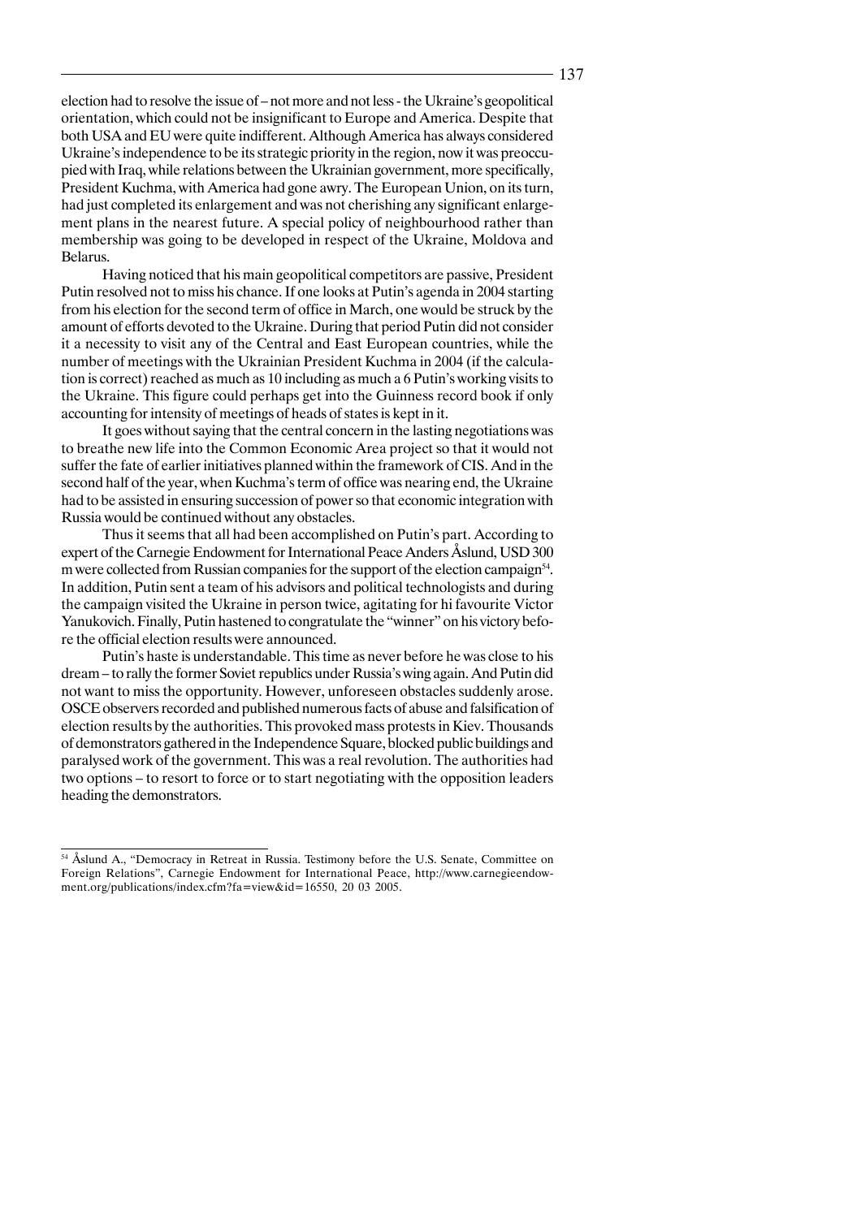election had to resolve the issue of – not more and not less - the Ukraine's geopolitical orientation, which could not be insignificant to Europe and America. Despite that both USA and EU were quite indifferent. Although America has always considered Ukraine's independence to be its strategic priority in the region, now it was preoccupied with Iraq, while relations between the Ukrainian government, more specifically, President Kuchma, with America had gone awry. The European Union, on its turn, had just completed its enlargement and was not cherishing any significant enlargement plans in the nearest future. A special policy of neighbourhood rather than membership was going to be developed in respect of the Ukraine, Moldova and Belarus.

Having noticed that his main geopolitical competitors are passive, President Putin resolved not to miss his chance. If one looks at Putin's agenda in 2004 starting from his election for the second term of office in March, one would be struck by the amount of efforts devoted to the Ukraine. During that period Putin did not consider it a necessity to visit any of the Central and East European countries, while the number of meetings with the Ukrainian President Kuchma in 2004 (if the calculation is correct) reached as much as 10 including as much a 6 Putin's working visits to the Ukraine. This figure could perhaps get into the Guinness record book if only accounting for intensity of meetings of heads of states is kept in it.

It goes without saying that the central concern in the lasting negotiations was to breathe new life into the Common Economic Area project so that it would not suffer the fate of earlier initiatives planned within the framework of CIS. And in the second half of the year, when Kuchma's term of office was nearing end, the Ukraine had to be assisted in ensuring succession of power so that economic integration with Russia would be continued without any obstacles.

Thus it seems that all had been accomplished on Putin's part. According to expert of the Carnegie Endowment for International Peace Anders Åslund, USD 300 m were collected from Russian companies for the support of the election campaign[54]. In addition, Putin sent a team of his advisors and political technologists and during the campaign visited the Ukraine in person twice, agitating for hi favourite Victor Yanukovich. Finally, Putin hastened to congratulate the "winner" on his victory before the official election results were announced.

Putin's haste is understandable. This time as never before he was close to his dream – to rally the former Soviet republics under Russia's wing again. And Putin did not want to miss the opportunity. However, unforeseen obstacles suddenly arose. OSCE observers recorded and published numerous facts of abuse and falsification of election results by the authorities. This provoked mass protests in Kiev. Thousands of demonstrators gathered in the Independence Square, blocked public buildings and paralysed work of the government. This was a real revolution. The authorities had two options – to resort to force or to start negotiating with the opposition leaders heading the demonstrators.

---

[54] Åslund A., "Democracy in Retreat in Russia. Testimony before the U.S. Senate, Committee on Foreign Relations", Carnegie Endowment for International Peace, http://www.carnegieendowment.org/publications/index.cfm?fa=view&id=16550, 20 03 2005.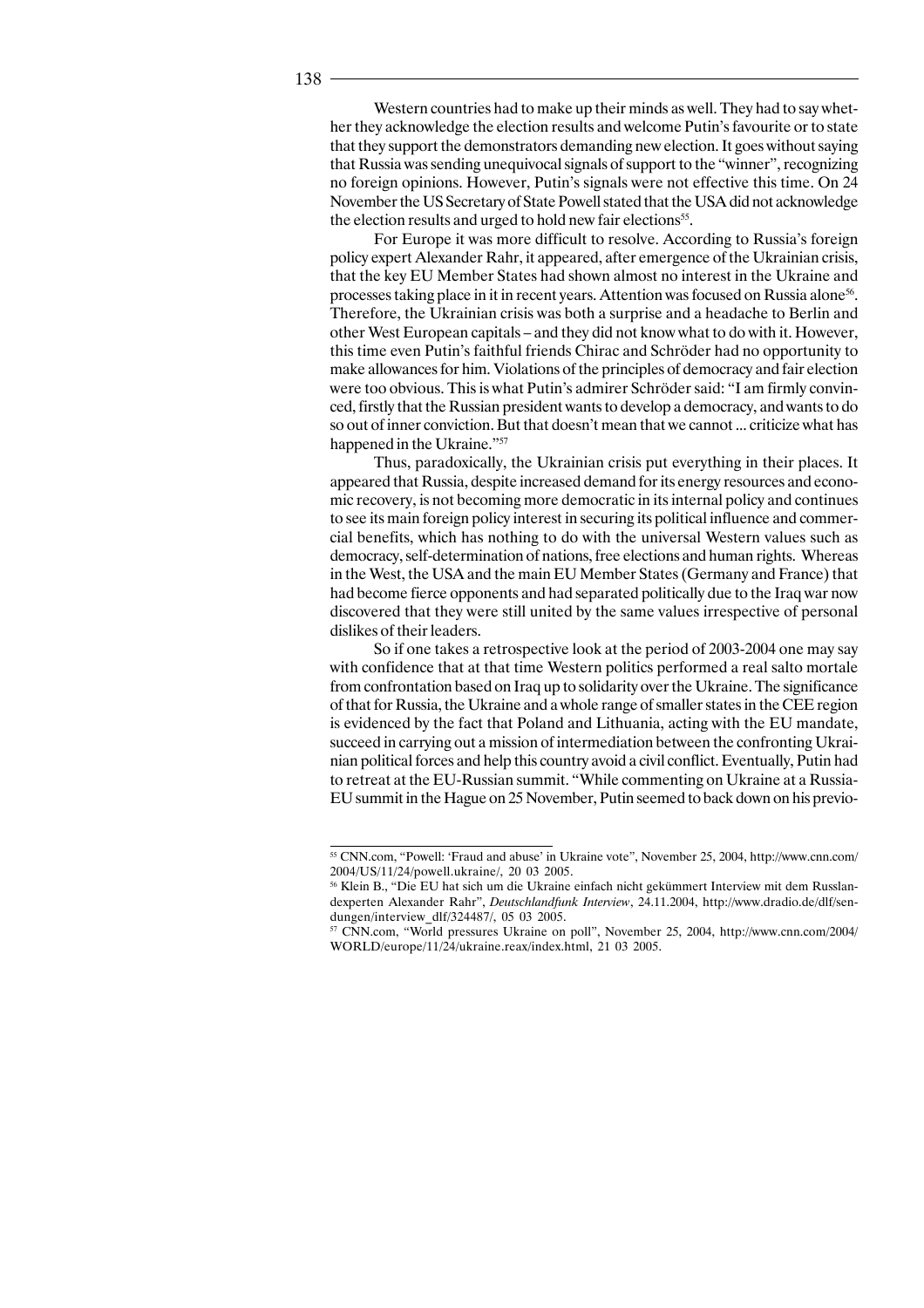Western countries had to make up their minds as well. They had to say whether they acknowledge the election results and welcome Putin's favourite or to state that they support the demonstrators demanding new election. It goes without saying that Russia was sending unequivocal signals of support to the "winner", recognizing no foreign opinions. However, Putin's signals were not effective this time. On 24 November the US Secretary of State Powell stated that the USA did not acknowledge the election results and urged to hold new fair elections[55].

For Europe it was more difficult to resolve. According to Russia's foreign policy expert Alexander Rahr, it appeared, after emergence of the Ukrainian crisis, that the key EU Member States had shown almost no interest in the Ukraine and processes taking place in it in recent years. Attention was focused on Russia alone[56]. Therefore, the Ukrainian crisis was both a surprise and a headache to Berlin and other West European capitals – and they did not know what to do with it. However, this time even Putin's faithful friends Chirac and Schröder had no opportunity to make allowances for him. Violations of the principles of democracy and fair election were too obvious. This is what Putin's admirer Schröder said: "I am firmly convinced, firstly that the Russian president wants to develop a democracy, and wants to do so out of inner conviction. But that doesn't mean that we cannot ... criticize what has happened in the Ukraine."[57]

Thus, paradoxically, the Ukrainian crisis put everything in their places. It appeared that Russia, despite increased demand for its energy resources and economic recovery, is not becoming more democratic in its internal policy and continues to see its main foreign policy interest in securing its political influence and commercial benefits, which has nothing to do with the universal Western values such as democracy, self-determination of nations, free elections and human rights. Whereas in the West, the USA and the main EU Member States (Germany and France) that had become fierce opponents and had separated politically due to the Iraq war now discovered that they were still united by the same values irrespective of personal dislikes of their leaders.

So if one takes a retrospective look at the period of 2003-2004 one may say with confidence that at that time Western politics performed a real salto mortale from confrontation based on Iraq up to solidarity over the Ukraine. The significance of that for Russia, the Ukraine and a whole range of smaller states in the CEE region is evidenced by the fact that Poland and Lithuania, acting with the EU mandate, succeed in carrying out a mission of intermediation between the confronting Ukrainian political forces and help this country avoid a civil conflict. Eventually, Putin had to retreat at the EU-Russian summit. "While commenting on Ukraine at a Russia-EU summit in the Hague on 25 November, Putin seemed to back down on his previo-

---

[55] CNN.com, "Powell: 'Fraud and abuse' in Ukraine vote", November 25, 2004, http://www.cnn.com/2004/US/11/24/powell.ukraine/, 20 03 2005.

[56] Klein B., "Die EU hat sich um die Ukraine einfach nicht gekümmert Interview mit dem Russlandexperten Alexander Rahr", *Deutschlandfunk Interview*, 24.11.2004, http://www.dradio.de/dlf/sendungen/interview_dlf/324487/, 05 03 2005.

[57] CNN.com, "World pressures Ukraine on poll", November 25, 2004, http://www.cnn.com/2004/WORLD/europe/11/24/ukraine.reax/index.html, 21 03 2005.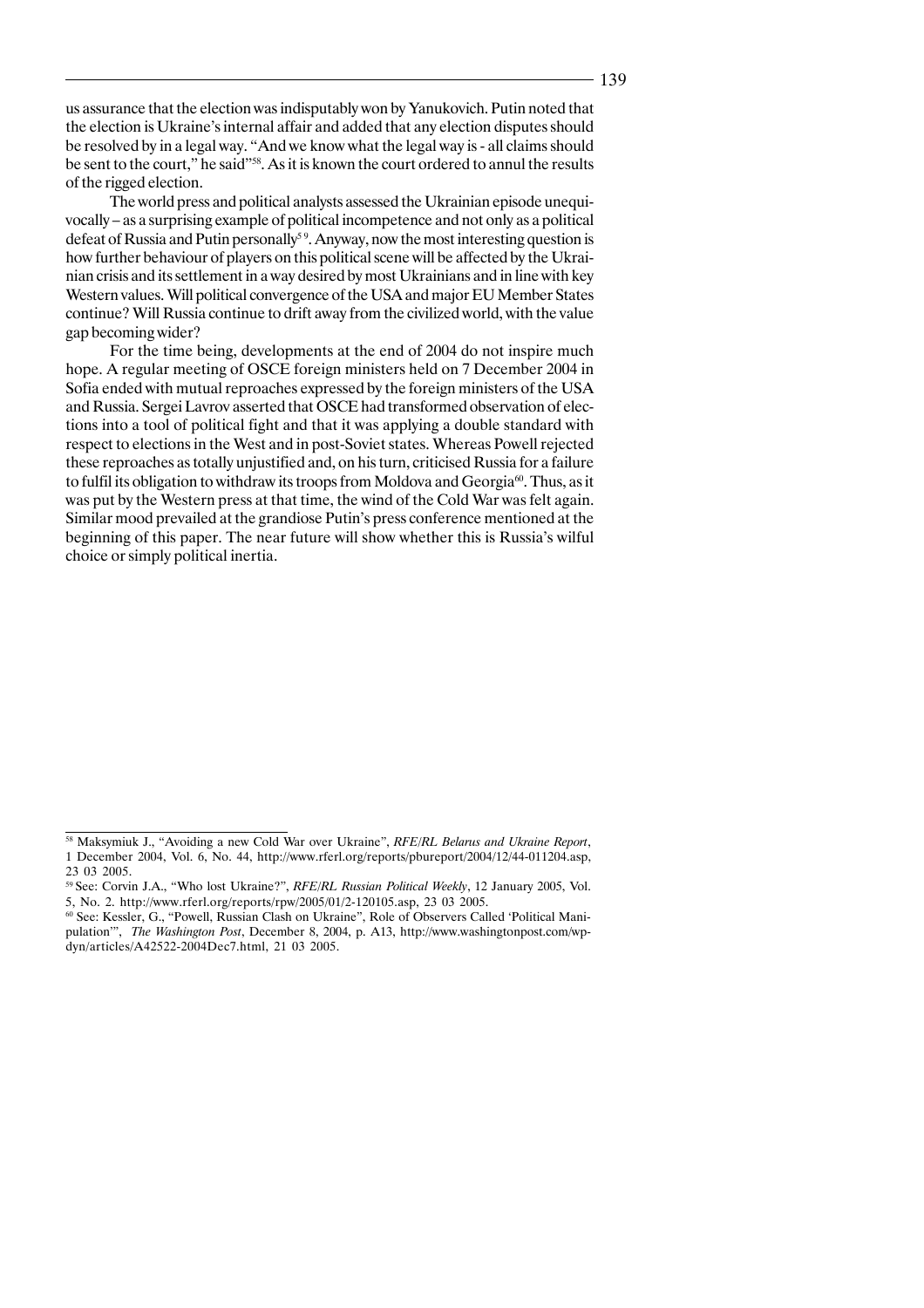us assurance that the election was indisputably won by Yanukovich. Putin noted that the election is Ukraine's internal affair and added that any election disputes should be resolved by in a legal way. "And we know what the legal way is - all claims should be sent to the court," he said"[58]. As it is known the court ordered to annul the results of the rigged election.

The world press and political analysts assessed the Ukrainian episode unequivocally – as a surprising example of political incompetence and not only as a political defeat of Russia and Putin personally[59]. Anyway, now the most interesting question is how further behaviour of players on this political scene will be affected by the Ukrainian crisis and its settlement in a way desired by most Ukrainians and in line with key Western values. Will political convergence of the USA and major EU Member States continue? Will Russia continue to drift away from the civilized world, with the value gap becoming wider?

For the time being, developments at the end of 2004 do not inspire much hope. A regular meeting of OSCE foreign ministers held on 7 December 2004 in Sofia ended with mutual reproaches expressed by the foreign ministers of the USA and Russia. Sergei Lavrov asserted that OSCE had transformed observation of elections into a tool of political fight and that it was applying a double standard with respect to elections in the West and in post-Soviet states. Whereas Powell rejected these reproaches as totally unjustified and, on his turn, criticised Russia for a failure to fulfil its obligation to withdraw its troops from Moldova and Georgia[60]. Thus, as it was put by the Western press at that time, the wind of the Cold War was felt again. Similar mood prevailed at the grandiose Putin's press conference mentioned at the beginning of this paper. The near future will show whether this is Russia's wilful choice or simply political inertia.

---

[58] Maksymiuk J., "Avoiding a new Cold War over Ukraine", *RFE/RL Belarus and Ukraine Report*, 1 December 2004, Vol. 6, No. 44, http://www.rferl.org/reports/pbureport/2004/12/44-011204.asp, 23 03 2005.

[59] See: Corvin J.A., "Who lost Ukraine?", *RFE/RL Russian Political Weekly*, 12 January 2005, Vol. 5, No. 2. http://www.rferl.org/reports/rpw/2005/01/2-120105.asp, 23 03 2005.

[60] See: Kessler, G., "Powell, Russian Clash on Ukraine", Role of Observers Called 'Political Manipulation'", *The Washington Post*, December 8, 2004, p. A13, http://www.washingtonpost.com/wp-dyn/articles/A42522-2004Dec7.html, 21 03 2005.